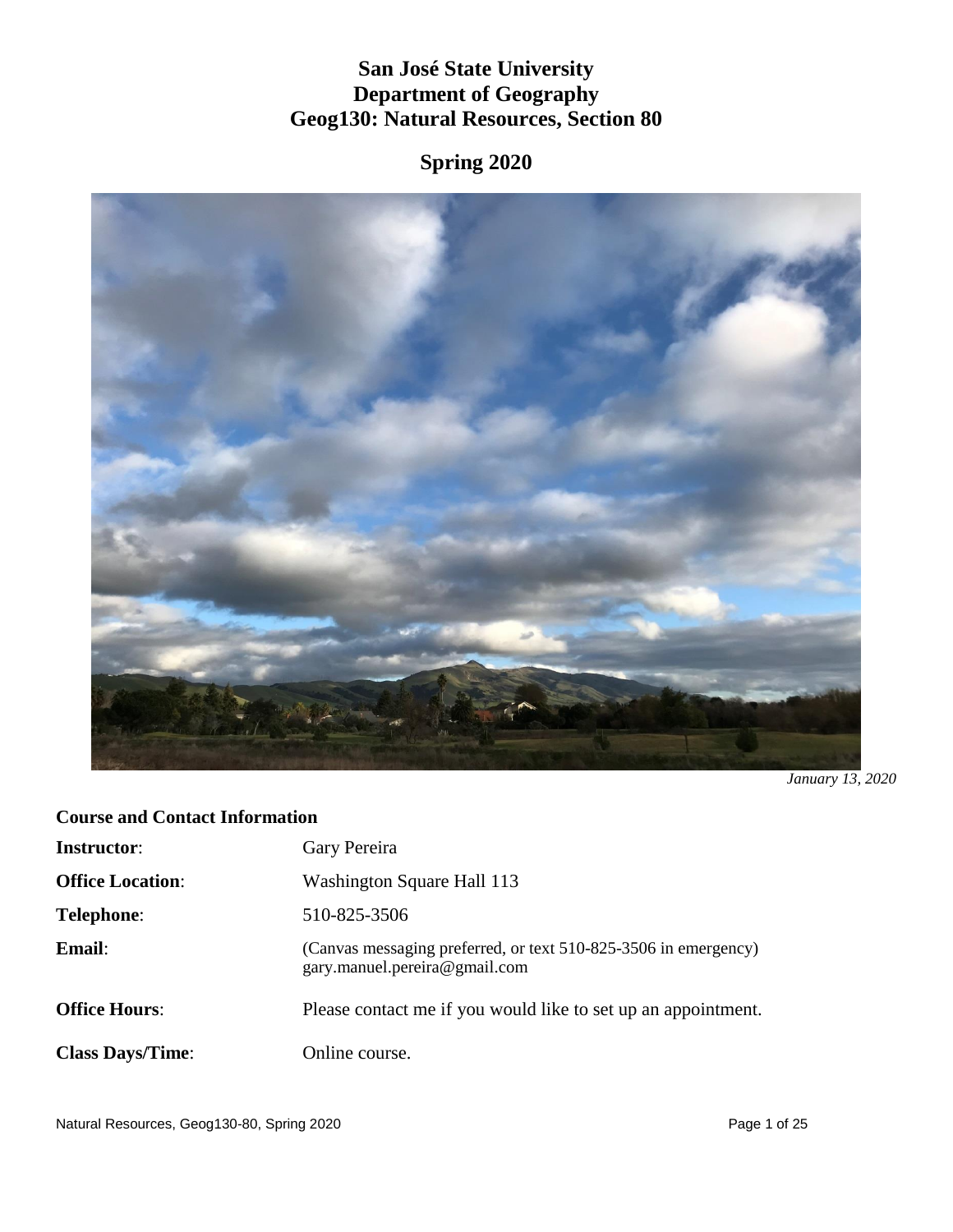# San José State University
# Department of Geography
# Geog130: Natural Resources, Section 80

## Spring 2020

*January 13, 2020*

### Course and Contact Information

**Instructor**: Gary Pereira

**Office Location**: Washington Square Hall 113

**Telephone**: 510-825-3506

**Email**: (Canvas messaging preferred, or text 510-825-3506 in emergency) gary.manuel.pereira@gmail.com

**Office Hours**: Please contact me if you would like to set up an appointment.

**Class Days/Time**: Online course.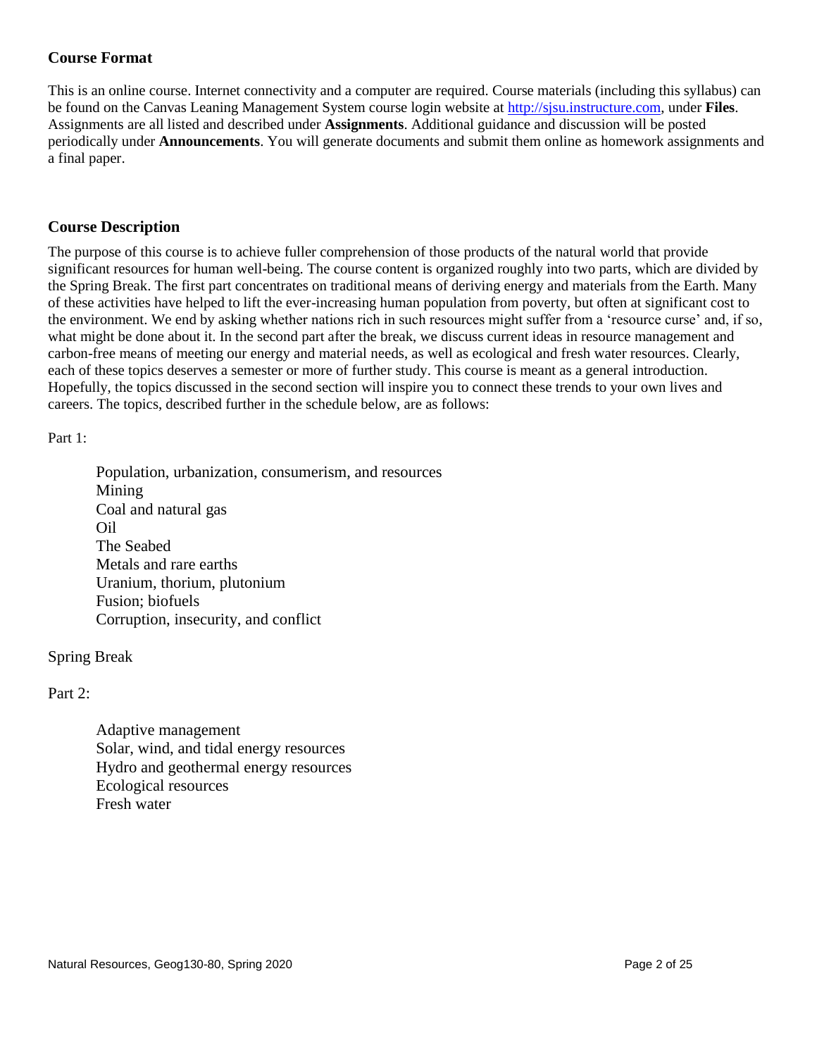## Course Format

This is an online course. Internet connectivity and a computer are required. Course materials (including this syllabus) can be found on the Canvas Leaning Management System course login website at http://sjsu.instructure.com, under **Files**. Assignments are all listed and described under **Assignments**. Additional guidance and discussion will be posted periodically under **Announcements**. You will generate documents and submit them online as homework assignments and a final paper.

## Course Description

The purpose of this course is to achieve fuller comprehension of those products of the natural world that provide significant resources for human well-being. The course content is organized roughly into two parts, which are divided by the Spring Break. The first part concentrates on traditional means of deriving energy and materials from the Earth. Many of these activities have helped to lift the ever-increasing human population from poverty, but often at significant cost to the environment. We end by asking whether nations rich in such resources might suffer from a 'resource curse' and, if so, what might be done about it. In the second part after the break, we discuss current ideas in resource management and carbon-free means of meeting our energy and material needs, as well as ecological and fresh water resources. Clearly, each of these topics deserves a semester or more of further study. This course is meant as a general introduction. Hopefully, the topics discussed in the second section will inspire you to connect these trends to your own lives and careers. The topics, described further in the schedule below, are as follows:

Part 1:

- Population, urbanization, consumerism, and resources
- Mining
- Coal and natural gas
- Oil
- The Seabed
- Metals and rare earths
- Uranium, thorium, plutonium
- Fusion; biofuels
- Corruption, insecurity, and conflict

Spring Break

Part 2:

- Adaptive management
- Solar, wind, and tidal energy resources
- Hydro and geothermal energy resources
- Ecological resources
- Fresh water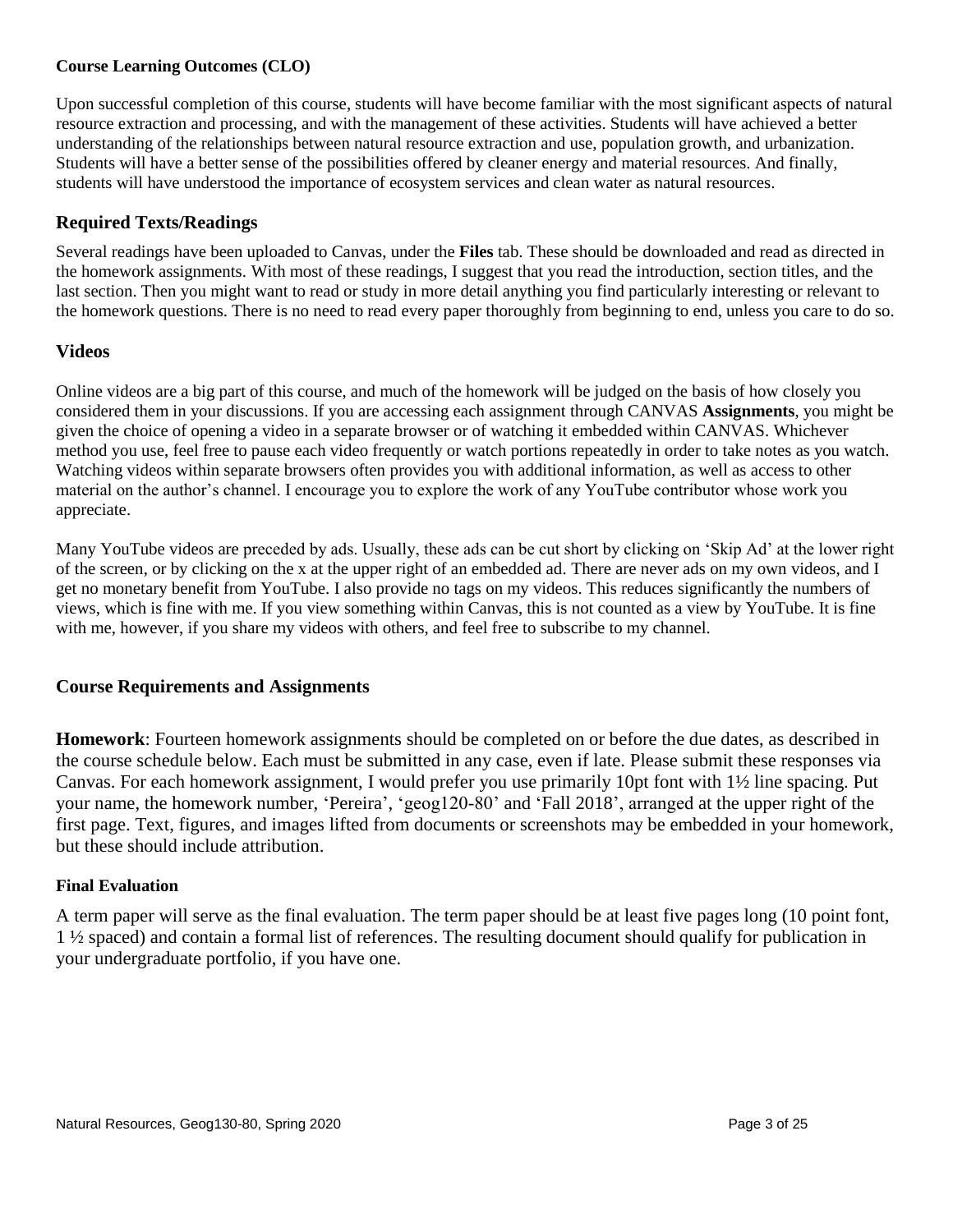### Course Learning Outcomes (CLO)

Upon successful completion of this course, students will have become familiar with the most significant aspects of natural resource extraction and processing, and with the management of these activities. Students will have achieved a better understanding of the relationships between natural resource extraction and use, population growth, and urbanization. Students will have a better sense of the possibilities offered by cleaner energy and material resources. And finally, students will have understood the importance of ecosystem services and clean water as natural resources.

## Required Texts/Readings

Several readings have been uploaded to Canvas, under the **Files** tab. These should be downloaded and read as directed in the homework assignments. With most of these readings, I suggest that you read the introduction, section titles, and the last section. Then you might want to read or study in more detail anything you find particularly interesting or relevant to the homework questions. There is no need to read every paper thoroughly from beginning to end, unless you care to do so.

## Videos

Online videos are a big part of this course, and much of the homework will be judged on the basis of how closely you considered them in your discussions. If you are accessing each assignment through CANVAS **Assignments**, you might be given the choice of opening a video in a separate browser or of watching it embedded within CANVAS. Whichever method you use, feel free to pause each video frequently or watch portions repeatedly in order to take notes as you watch. Watching videos within separate browsers often provides you with additional information, as well as access to other material on the author's channel. I encourage you to explore the work of any YouTube contributor whose work you appreciate.

Many YouTube videos are preceded by ads. Usually, these ads can be cut short by clicking on 'Skip Ad' at the lower right of the screen, or by clicking on the x at the upper right of an embedded ad. There are never ads on my own videos, and I get no monetary benefit from YouTube. I also provide no tags on my videos. This reduces significantly the numbers of views, which is fine with me. If you view something within Canvas, this is not counted as a view by YouTube. It is fine with me, however, if you share my videos with others, and feel free to subscribe to my channel.

## Course Requirements and Assignments

**Homework**: Fourteen homework assignments should be completed on or before the due dates, as described in the course schedule below. Each must be submitted in any case, even if late. Please submit these responses via Canvas. For each homework assignment, I would prefer you use primarily 10pt font with 1½ line spacing. Put your name, the homework number, 'Pereira', 'geog120-80' and 'Fall 2018', arranged at the upper right of the first page. Text, figures, and images lifted from documents or screenshots may be embedded in your homework, but these should include attribution.

### Final Evaluation

A term paper will serve as the final evaluation. The term paper should be at least five pages long (10 point font, 1 ½ spaced) and contain a formal list of references. The resulting document should qualify for publication in your undergraduate portfolio, if you have one.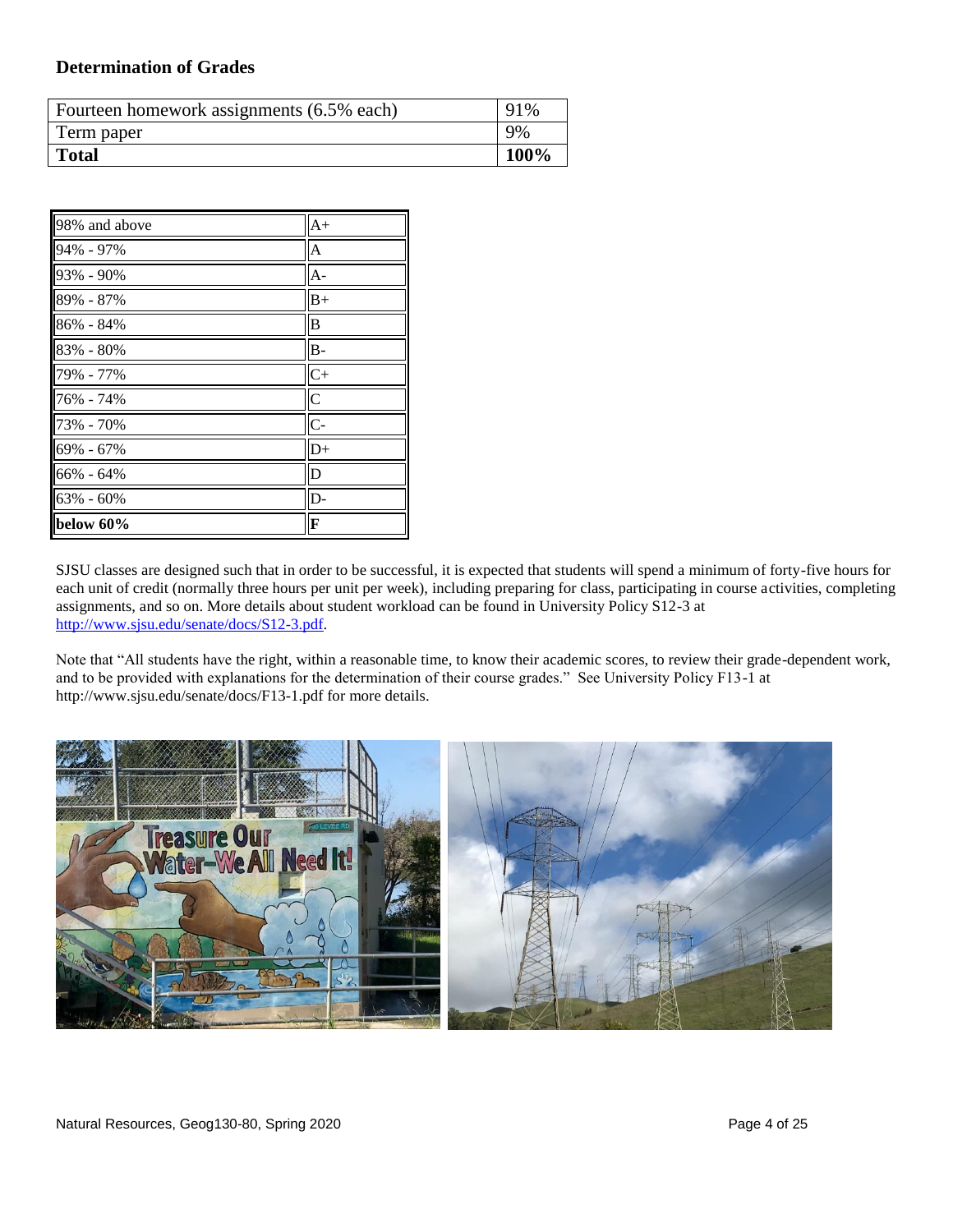### Determination of Grades

| Fourteen homework assignments (6.5% each) | 91% |
|---|---|
| Term paper | 9% |
| **Total** | **100%** |

| 98% and above | A+ |
|---|---|
| 94% - 97% | A |
| 93% - 90% | A- |
| 89% - 87% | B+ |
| 86% - 84% | B |
| 83% - 80% | B- |
| 79% - 77% | C+ |
| 76% - 74% | C |
| 73% - 70% | C- |
| 69% - 67% | D+ |
| 66% - 64% | D |
| 63% - 60% | D- |
| **below 60%** | **F** |

SJSU classes are designed such that in order to be successful, it is expected that students will spend a minimum of forty-five hours for each unit of credit (normally three hours per unit per week), including preparing for class, participating in course activities, completing assignments, and so on. More details about student workload can be found in University Policy S12-3 at http://www.sjsu.edu/senate/docs/S12-3.pdf.

Note that "All students have the right, within a reasonable time, to know their academic scores, to review their grade-dependent work, and to be provided with explanations for the determination of their course grades." See University Policy F13-1 at http://www.sjsu.edu/senate/docs/F13-1.pdf for more details.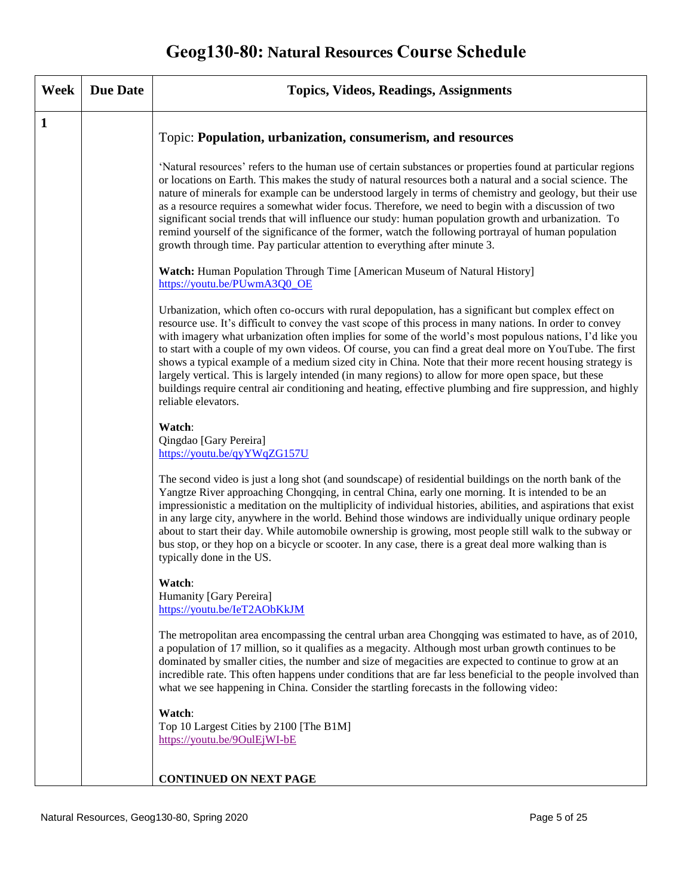# Geog130-80: Natural Resources Course Schedule

| Week | Due Date | Topics, Videos, Readings, Assignments |
|---|---|---|
| 1 | | Topic: **Population, urbanization, consumerism, and resources**<br><br>'Natural resources' refers to the human use of certain substances or properties found at particular regions or locations on Earth. This makes the study of natural resources both a natural and a social science. The nature of minerals for example can be understood largely in terms of chemistry and geology, but their use as a resource requires a somewhat wider focus. Therefore, we need to begin with a discussion of two significant social trends that will influence our study: human population growth and urbanization. To remind yourself of the significance of the former, watch the following portrayal of human population growth through time. Pay particular attention to everything after minute 3.<br><br>**Watch:** Human Population Through Time [American Museum of Natural History]<br>https://youtu.be/PUwmA3Q0_OE<br><br>Urbanization, which often co-occurs with rural depopulation, has a significant but complex effect on resource use. It's difficult to convey the vast scope of this process in many nations. In order to convey with imagery what urbanization often implies for some of the world's most populous nations, I'd like you to start with a couple of my own videos. Of course, you can find a great deal more on YouTube. The first shows a typical example of a medium sized city in China. Note that their more recent housing strategy is largely vertical. This is largely intended (in many regions) to allow for more open space, but these buildings require central air conditioning and heating, effective plumbing and fire suppression, and highly reliable elevators.<br><br>**Watch**:<br>Qingdao [Gary Pereira]<br>https://youtu.be/qyYWqZG157U<br><br>The second video is just a long shot (and soundscape) of residential buildings on the north bank of the Yangtze River approaching Chongqing, in central China, early one morning. It is intended to be an impressionistic a meditation on the multiplicity of individual histories, abilities, and aspirations that exist in any large city, anywhere in the world. Behind those windows are individually unique ordinary people about to start their day. While automobile ownership is growing, most people still walk to the subway or bus stop, or they hop on a bicycle or scooter. In any case, there is a great deal more walking than is typically done in the US.<br><br>**Watch**:<br>Humanity [Gary Pereira]<br>https://youtu.be/IeT2AObKkJM<br><br>The metropolitan area encompassing the central urban area Chongqing was estimated to have, as of 2010, a population of 17 million, so it qualifies as a megacity. Although most urban growth continues to be dominated by smaller cities, the number and size of megacities are expected to continue to grow at an incredible rate. This often happens under conditions that are far less beneficial to the people involved than what we see happening in China. Consider the startling forecasts in the following video:<br><br>**Watch**:<br>Top 10 Largest Cities by 2100 [The B1M]<br>https://youtu.be/9OulEjWI-bE<br><br>**CONTINUED ON NEXT PAGE** |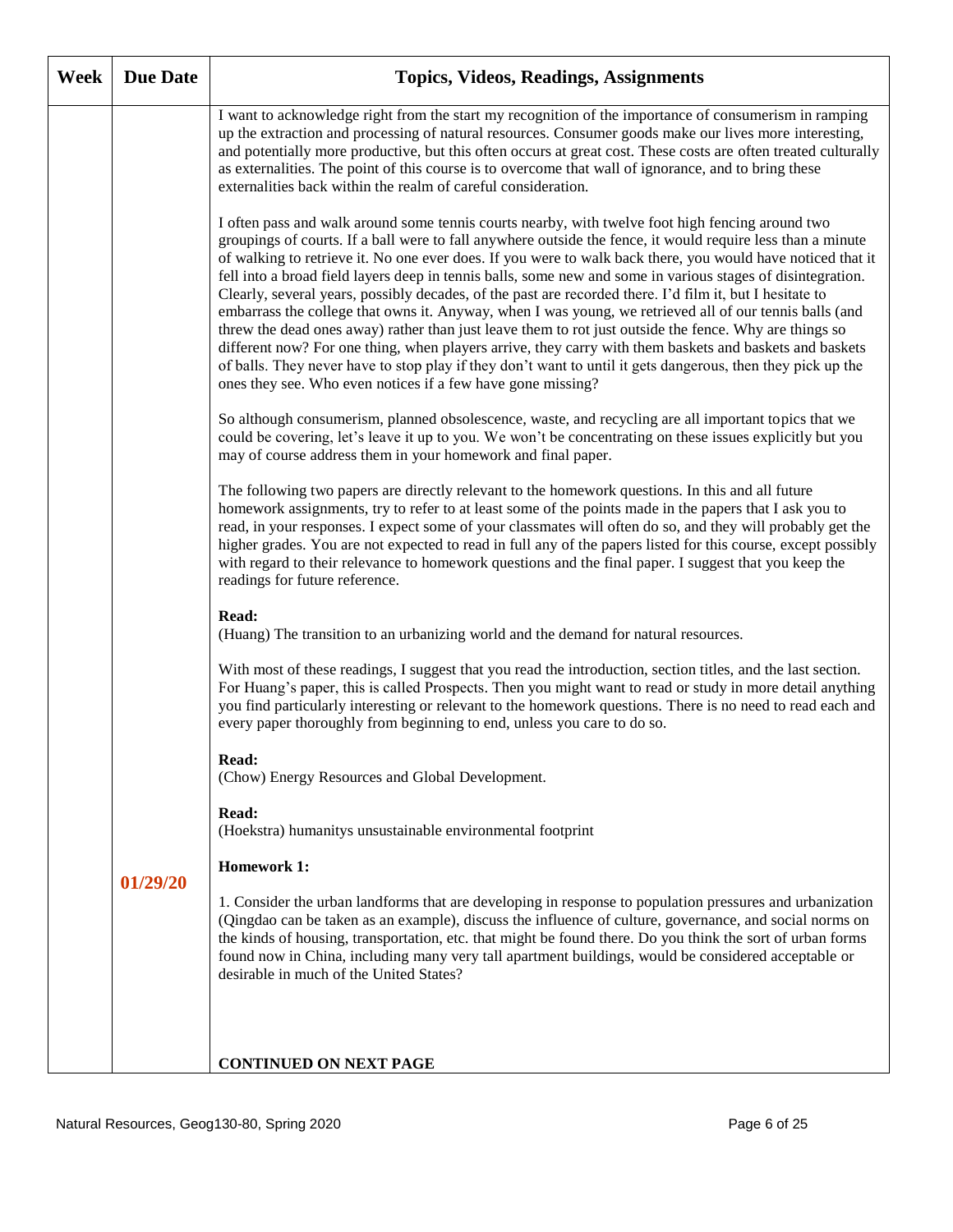| Week | Due Date | Topics, Videos, Readings, Assignments |
|---|---|---|
| | | I want to acknowledge right from the start my recognition of the importance of consumerism in ramping up the extraction and processing of natural resources. Consumer goods make our lives more interesting, and potentially more productive, but this often occurs at great cost. These costs are often treated culturally as externalities. The point of this course is to overcome that wall of ignorance, and to bring these externalities back within the realm of careful consideration.<br><br>I often pass and walk around some tennis courts nearby, with twelve foot high fencing around two groupings of courts. If a ball were to fall anywhere outside the fence, it would require less than a minute of walking to retrieve it. No one ever does. If you were to walk back there, you would have noticed that it fell into a broad field layers deep in tennis balls, some new and some in various stages of disintegration. Clearly, several years, possibly decades, of the past are recorded there. I'd film it, but I hesitate to embarrass the college that owns it. Anyway, when I was young, we retrieved all of our tennis balls (and threw the dead ones away) rather than just leave them to rot just outside the fence. Why are things so different now? For one thing, when players arrive, they carry with them baskets and baskets and baskets of balls. They never have to stop play if they don't want to until it gets dangerous, then they pick up the ones they see. Who even notices if a few have gone missing?<br><br>So although consumerism, planned obsolescence, waste, and recycling are all important topics that we could be covering, let's leave it up to you. We won't be concentrating on these issues explicitly but you may of course address them in your homework and final paper.<br><br>The following two papers are directly relevant to the homework questions. In this and all future homework assignments, try to refer to at least some of the points made in the papers that I ask you to read, in your responses. I expect some of your classmates will often do so, and they will probably get the higher grades. You are not expected to read in full any of the papers listed for this course, except possibly with regard to their relevance to homework questions and the final paper. I suggest that you keep the readings for future reference.<br><br>**Read:**<br>(Huang) The transition to an urbanizing world and the demand for natural resources.<br><br>With most of these readings, I suggest that you read the introduction, section titles, and the last section. For Huang's paper, this is called Prospects. Then you might want to read or study in more detail anything you find particularly interesting or relevant to the homework questions. There is no need to read each and every paper thoroughly from beginning to end, unless you care to do so.<br><br>**Read:**<br>(Chow) Energy Resources and Global Development.<br><br>**Read:**<br>(Hoekstra) humanitys unsustainable environmental footprint |
| | **01/29/20** | **Homework 1:**<br><br>1. Consider the urban landforms that are developing in response to population pressures and urbanization (Qingdao can be taken as an example), discuss the influence of culture, governance, and social norms on the kinds of housing, transportation, etc. that might be found there. Do you think the sort of urban forms found now in China, including many very tall apartment buildings, would be considered acceptable or desirable in much of the United States?<br><br>**CONTINUED ON NEXT PAGE** |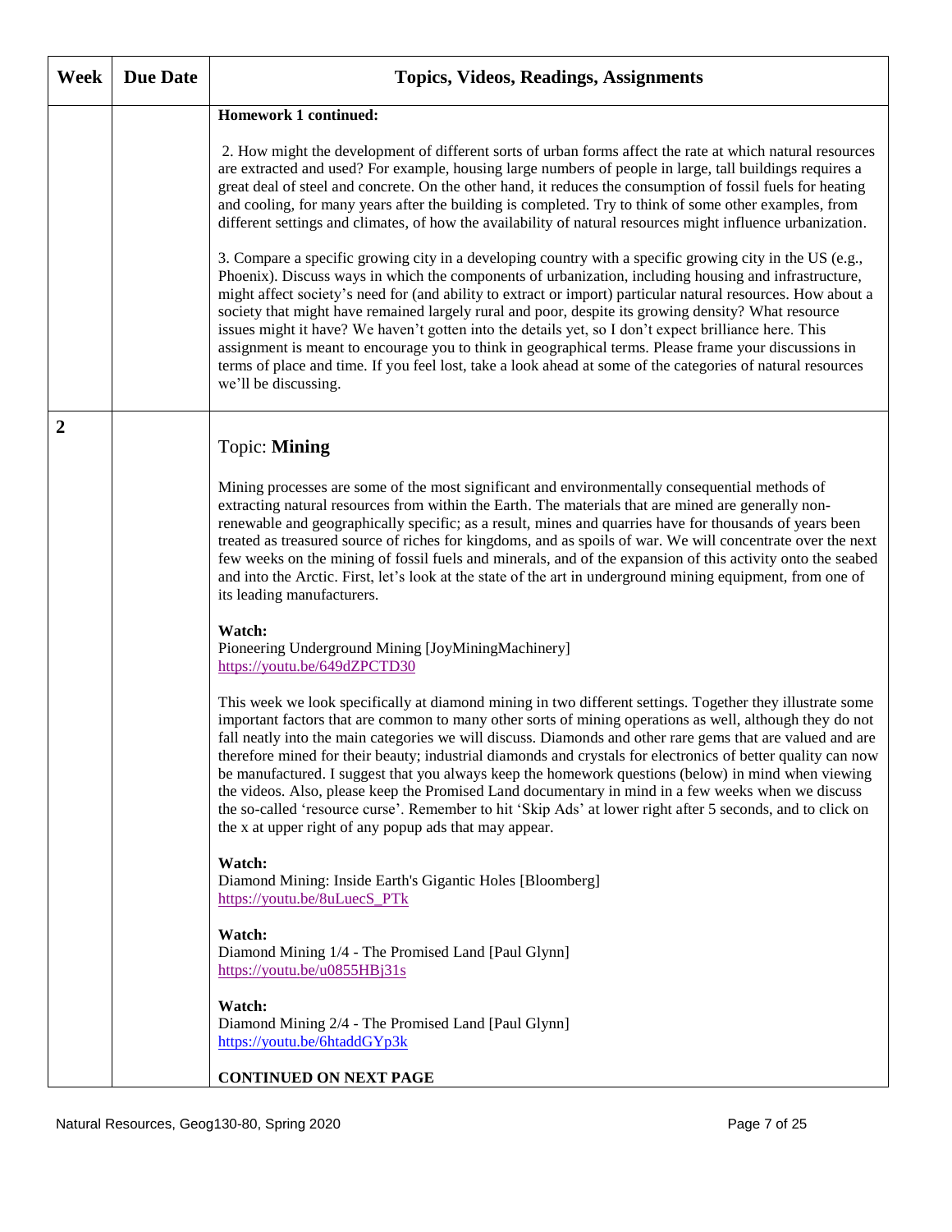| Week | Due Date | Topics, Videos, Readings, Assignments |
|---|---|---|
| | | **Homework 1 continued:**<br><br>2. How might the development of different sorts of urban forms affect the rate at which natural resources are extracted and used? For example, housing large numbers of people in large, tall buildings requires a great deal of steel and concrete. On the other hand, it reduces the consumption of fossil fuels for heating and cooling, for many years after the building is completed. Try to think of some other examples, from different settings and climates, of how the availability of natural resources might influence urbanization.<br><br>3. Compare a specific growing city in a developing country with a specific growing city in the US (e.g., Phoenix). Discuss ways in which the components of urbanization, including housing and infrastructure, might affect society's need for (and ability to extract or import) particular natural resources. How about a society that might have remained largely rural and poor, despite its growing density? What resource issues might it have? We haven't gotten into the details yet, so I don't expect brilliance here. This assignment is meant to encourage you to think in geographical terms. Please frame your discussions in terms of place and time. If you feel lost, take a look ahead at some of the categories of natural resources we'll be discussing. |
| **2** | | Topic: **Mining**<br><br>Mining processes are some of the most significant and environmentally consequential methods of extracting natural resources from within the Earth. The materials that are mined are generally non-renewable and geographically specific; as a result, mines and quarries have for thousands of years been treated as treasured source of riches for kingdoms, and as spoils of war. We will concentrate over the next few weeks on the mining of fossil fuels and minerals, and of the expansion of this activity onto the seabed and into the Arctic. First, let's look at the state of the art in underground mining equipment, from one of its leading manufacturers.<br><br>**Watch:**<br>Pioneering Underground Mining [JoyMiningMachinery]<br>https://youtu.be/649dZPCTD30<br><br>This week we look specifically at diamond mining in two different settings. Together they illustrate some important factors that are common to many other sorts of mining operations as well, although they do not fall neatly into the main categories we will discuss. Diamonds and other rare gems that are valued and are therefore mined for their beauty; industrial diamonds and crystals for electronics of better quality can now be manufactured. I suggest that you always keep the homework questions (below) in mind when viewing the videos. Also, please keep the Promised Land documentary in mind in a few weeks when we discuss the so-called 'resource curse'. Remember to hit 'Skip Ads' at lower right after 5 seconds, and to click on the x at upper right of any popup ads that may appear.<br><br>**Watch:**<br>Diamond Mining: Inside Earth's Gigantic Holes [Bloomberg]<br>https://youtu.be/8uLuecS_PTk<br><br>**Watch:**<br>Diamond Mining 1/4 - The Promised Land [Paul Glynn]<br>https://youtu.be/u0855HBj31s<br><br>**Watch:**<br>Diamond Mining 2/4 - The Promised Land [Paul Glynn]<br>https://youtu.be/6htaddGYp3k<br><br>**CONTINUED ON NEXT PAGE** |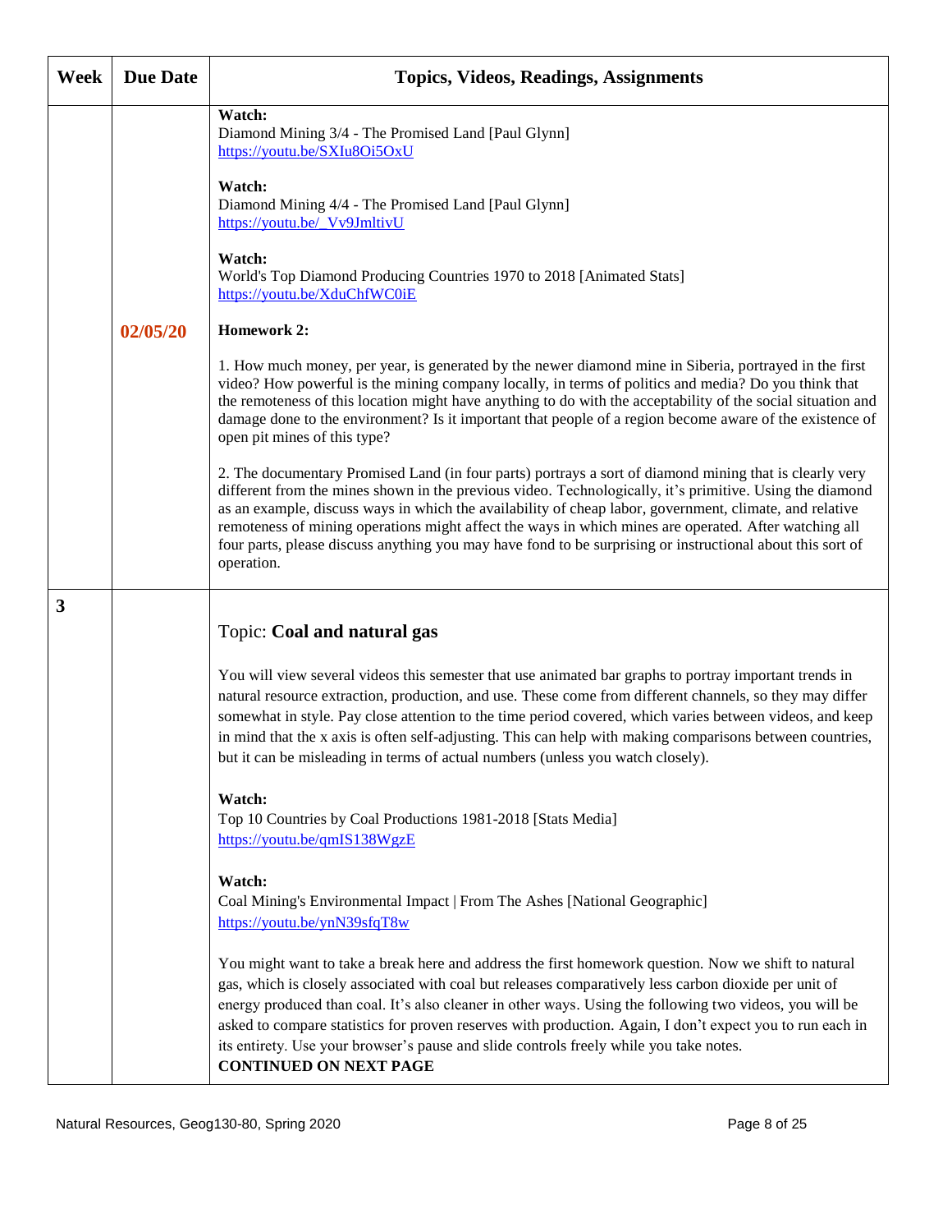| Week | Due Date | Topics, Videos, Readings, Assignments |
|---|---|---|
| | 02/05/20 | **Watch:**<br>Diamond Mining 3/4 - The Promised Land [Paul Glynn]<br>https://youtu.be/SXIu8Oi5OxU<br><br>**Watch:**<br>Diamond Mining 4/4 - The Promised Land [Paul Glynn]<br>https://youtu.be/_Vv9JmltivU<br><br>**Watch:**<br>World's Top Diamond Producing Countries 1970 to 2018 [Animated Stats]<br>https://youtu.be/XduChfWC0iE<br><br>**Homework 2:**<br><br>1. How much money, per year, is generated by the newer diamond mine in Siberia, portrayed in the first video? How powerful is the mining company locally, in terms of politics and media? Do you think that the remoteness of this location might have anything to do with the acceptability of the social situation and damage done to the environment? Is it important that people of a region become aware of the existence of open pit mines of this type?<br><br>2. The documentary Promised Land (in four parts) portrays a sort of diamond mining that is clearly very different from the mines shown in the previous video. Technologically, it's primitive. Using the diamond as an example, discuss ways in which the availability of cheap labor, government, climate, and relative remoteness of mining operations might affect the ways in which mines are operated. After watching all four parts, please discuss anything you may have fond to be surprising or instructional about this sort of operation. |
| 3 | | Topic: **Coal and natural gas**<br><br>You will view several videos this semester that use animated bar graphs to portray important trends in natural resource extraction, production, and use. These come from different channels, so they may differ somewhat in style. Pay close attention to the time period covered, which varies between videos, and keep in mind that the x axis is often self-adjusting. This can help with making comparisons between countries, but it can be misleading in terms of actual numbers (unless you watch closely).<br><br>**Watch:**<br>Top 10 Countries by Coal Productions 1981-2018 [Stats Media]<br>https://youtu.be/qmIS138WgzE<br><br>**Watch:**<br>Coal Mining's Environmental Impact \| From The Ashes [National Geographic]<br>https://youtu.be/ynN39sfqT8w<br><br>You might want to take a break here and address the first homework question. Now we shift to natural gas, which is closely associated with coal but releases comparatively less carbon dioxide per unit of energy produced than coal. It's also cleaner in other ways. Using the following two videos, you will be asked to compare statistics for proven reserves with production. Again, I don't expect you to run each in its entirety. Use your browser's pause and slide controls freely while you take notes.<br>**CONTINUED ON NEXT PAGE** |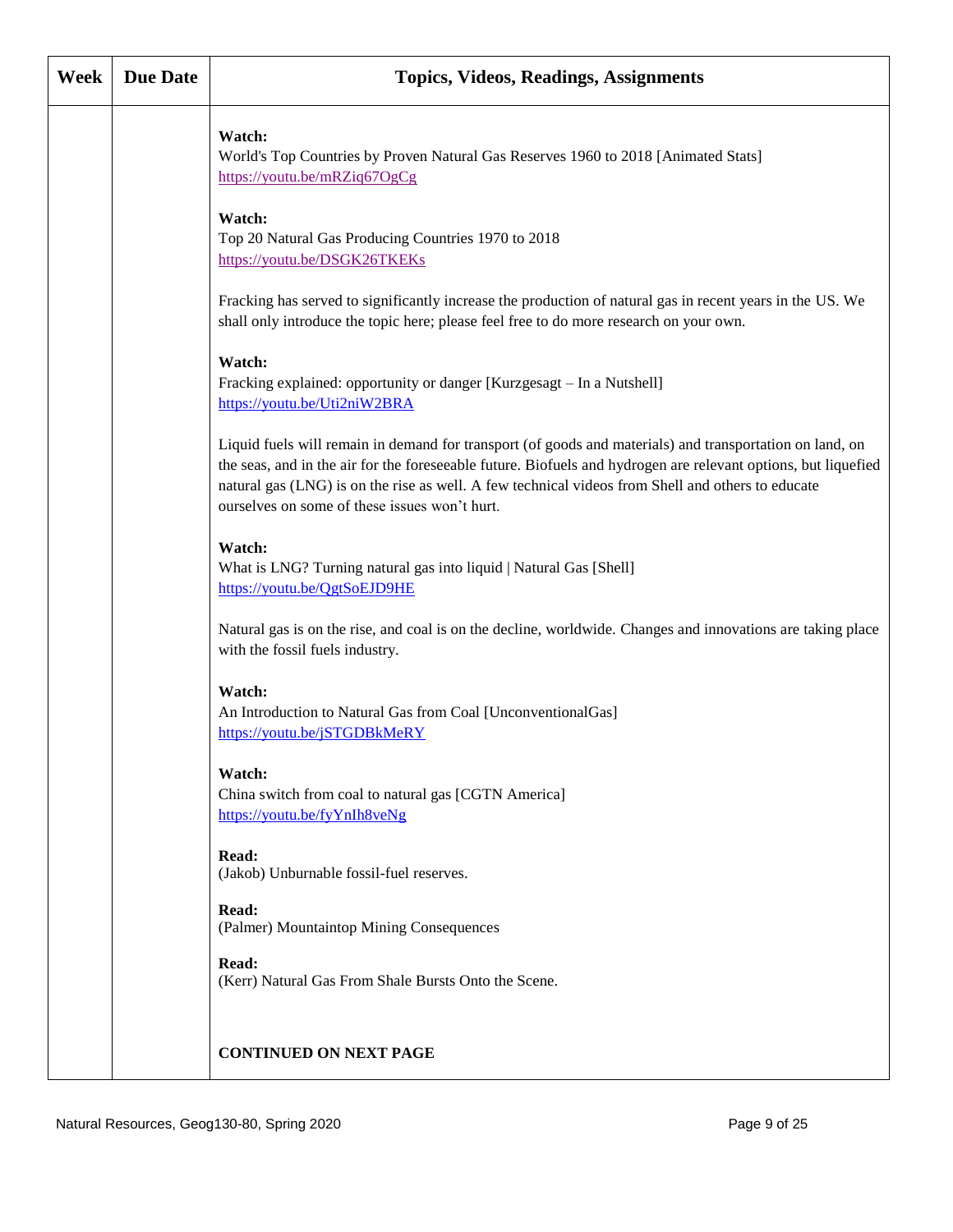| Week | Due Date | Topics, Videos, Readings, Assignments |
|---|---|---|
| | | **Watch:**<br>World's Top Countries by Proven Natural Gas Reserves 1960 to 2018 [Animated Stats]<br>https://youtu.be/mRZiq67OgCg<br><br>**Watch:**<br>Top 20 Natural Gas Producing Countries 1970 to 2018<br>https://youtu.be/DSGK26TKEKs<br><br>Fracking has served to significantly increase the production of natural gas in recent years in the US. We shall only introduce the topic here; please feel free to do more research on your own.<br><br>**Watch:**<br>Fracking explained: opportunity or danger [Kurzgesagt – In a Nutshell]<br>https://youtu.be/Uti2niW2BRA<br><br>Liquid fuels will remain in demand for transport (of goods and materials) and transportation on land, on the seas, and in the air for the foreseeable future. Biofuels and hydrogen are relevant options, but liquefied natural gas (LNG) is on the rise as well. A few technical videos from Shell and others to educate ourselves on some of these issues won't hurt.<br><br>**Watch:**<br>What is LNG? Turning natural gas into liquid \| Natural Gas [Shell]<br>https://youtu.be/QgtSoEJD9HE<br><br>Natural gas is on the rise, and coal is on the decline, worldwide. Changes and innovations are taking place with the fossil fuels industry.<br><br>**Watch:**<br>An Introduction to Natural Gas from Coal [UnconventionalGas]<br>https://youtu.be/jSTGDBkMeRY<br><br>**Watch:**<br>China switch from coal to natural gas [CGTN America]<br>https://youtu.be/fyYnIh8veNg<br><br>**Read:**<br>(Jakob) Unburnable fossil-fuel reserves.<br><br>**Read:**<br>(Palmer) Mountaintop Mining Consequences<br><br>**Read:**<br>(Kerr) Natural Gas From Shale Bursts Onto the Scene.<br><br>**CONTINUED ON NEXT PAGE** |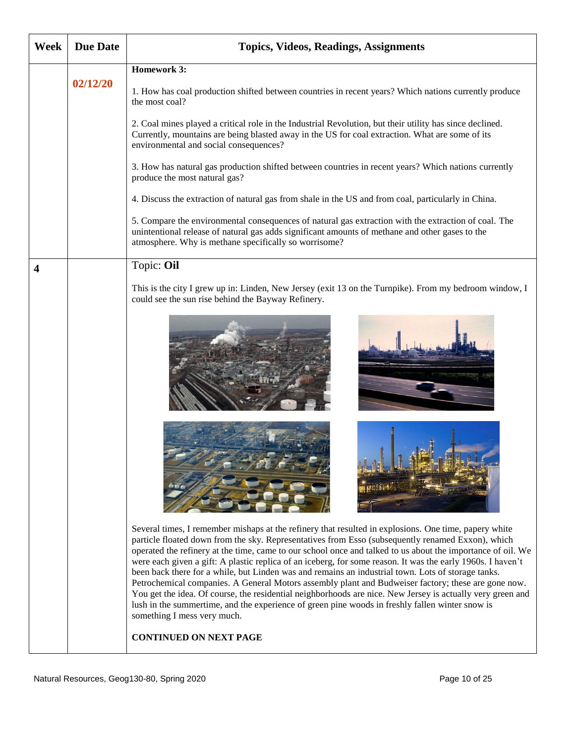| Week | Due Date | Topics, Videos, Readings, Assignments |
|---|---|---|
| | 02/12/20 | **Homework 3:**<br><br>1. How has coal production shifted between countries in recent years? Which nations currently produce the most coal?<br><br>2. Coal mines played a critical role in the Industrial Revolution, but their utility has since declined. Currently, mountains are being blasted away in the US for coal extraction. What are some of its environmental and social consequences?<br><br>3. How has natural gas production shifted between countries in recent years? Which nations currently produce the most natural gas?<br><br>4. Discuss the extraction of natural gas from shale in the US and from coal, particularly in China.<br><br>5. Compare the environmental consequences of natural gas extraction with the extraction of coal. The unintentional release of natural gas adds significant amounts of methane and other gases to the atmosphere. Why is methane specifically so worrisome? |
| **4** | | Topic: **Oil**<br><br>This is the city I grew up in: Linden, New Jersey (exit 13 on the Turnpike). From my bedroom window, I could see the sun rise behind the Bayway Refinery.<br><br>Several times, I remember mishaps at the refinery that resulted in explosions. One time, papery white particle floated down from the sky. Representatives from Esso (subsequently renamed Exxon), which operated the refinery at the time, came to our school once and talked to us about the importance of oil. We were each given a gift: A plastic replica of an iceberg, for some reason. It was the early 1960s. I haven't been back there for a while, but Linden was and remains an industrial town. Lots of storage tanks. Petrochemical companies. A General Motors assembly plant and Budweiser factory; these are gone now. You get the idea. Of course, the residential neighborhoods are nice. New Jersey is actually very green and lush in the summertime, and the experience of green pine woods in freshly fallen winter snow is something I mess very much.<br><br>**CONTINUED ON NEXT PAGE** |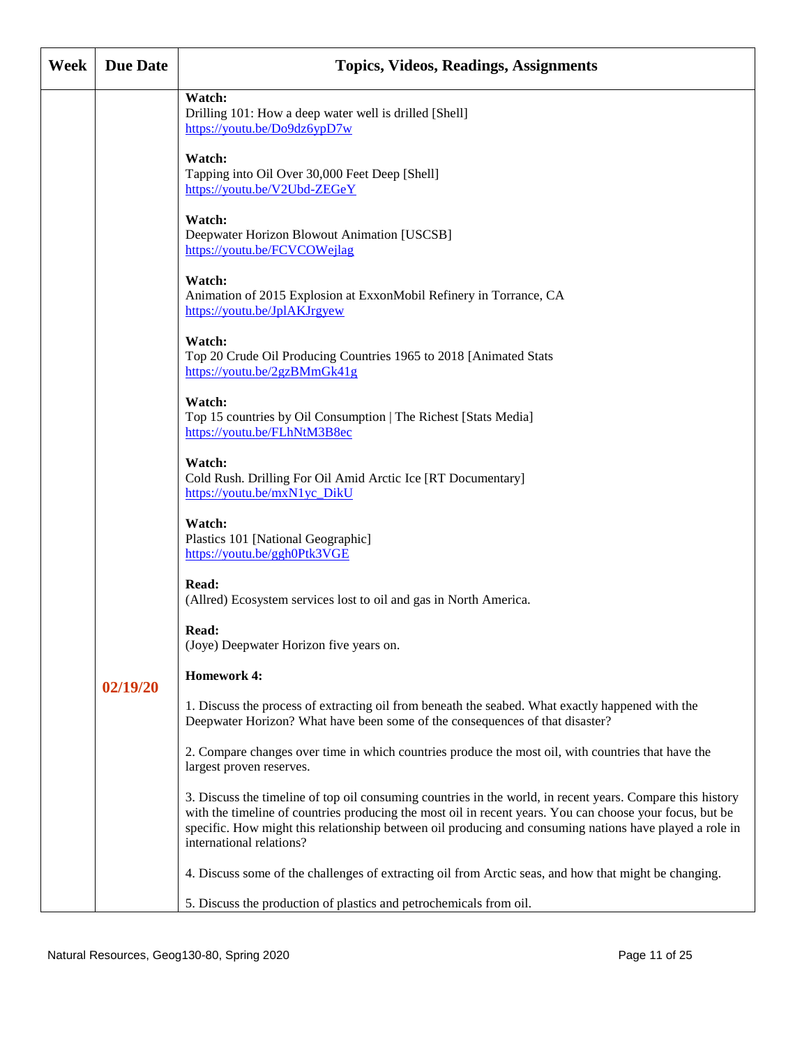| Week | Due Date | Topics, Videos, Readings, Assignments |
|---|---|---|
| | 02/19/20 | **Watch:**<br>Drilling 101: How a deep water well is drilled [Shell]<br>https://youtu.be/Do9dz6ypD7w<br><br>**Watch:**<br>Tapping into Oil Over 30,000 Feet Deep [Shell]<br>https://youtu.be/V2Ubd-ZEGeY<br><br>**Watch:**<br>Deepwater Horizon Blowout Animation [USCSB]<br>https://youtu.be/FCVCOWejlag<br><br>**Watch:**<br>Animation of 2015 Explosion at ExxonMobil Refinery in Torrance, CA<br>https://youtu.be/JplAKJrgyew<br><br>**Watch:**<br>Top 20 Crude Oil Producing Countries 1965 to 2018 [Animated Stats<br>https://youtu.be/2gzBMmGk41g<br><br>**Watch:**<br>Top 15 countries by Oil Consumption \| The Richest [Stats Media]<br>https://youtu.be/FLhNtM3B8ec<br><br>**Watch:**<br>Cold Rush. Drilling For Oil Amid Arctic Ice [RT Documentary]<br>https://youtu.be/mxN1yc_DikU<br><br>**Watch:**<br>Plastics 101 [National Geographic]<br>https://youtu.be/ggh0Ptk3VGE<br><br>**Read:**<br>(Allred) Ecosystem services lost to oil and gas in North America.<br><br>**Read:**<br>(Joye) Deepwater Horizon five years on.<br><br>**Homework 4:**<br><br>1. Discuss the process of extracting oil from beneath the seabed. What exactly happened with the Deepwater Horizon? What have been some of the consequences of that disaster?<br><br>2. Compare changes over time in which countries produce the most oil, with countries that have the largest proven reserves.<br><br>3. Discuss the timeline of top oil consuming countries in the world, in recent years. Compare this history with the timeline of countries producing the most oil in recent years. You can choose your focus, but be specific. How might this relationship between oil producing and consuming nations have played a role in international relations?<br><br>4. Discuss some of the challenges of extracting oil from Arctic seas, and how that might be changing.<br><br>5. Discuss the production of plastics and petrochemicals from oil. |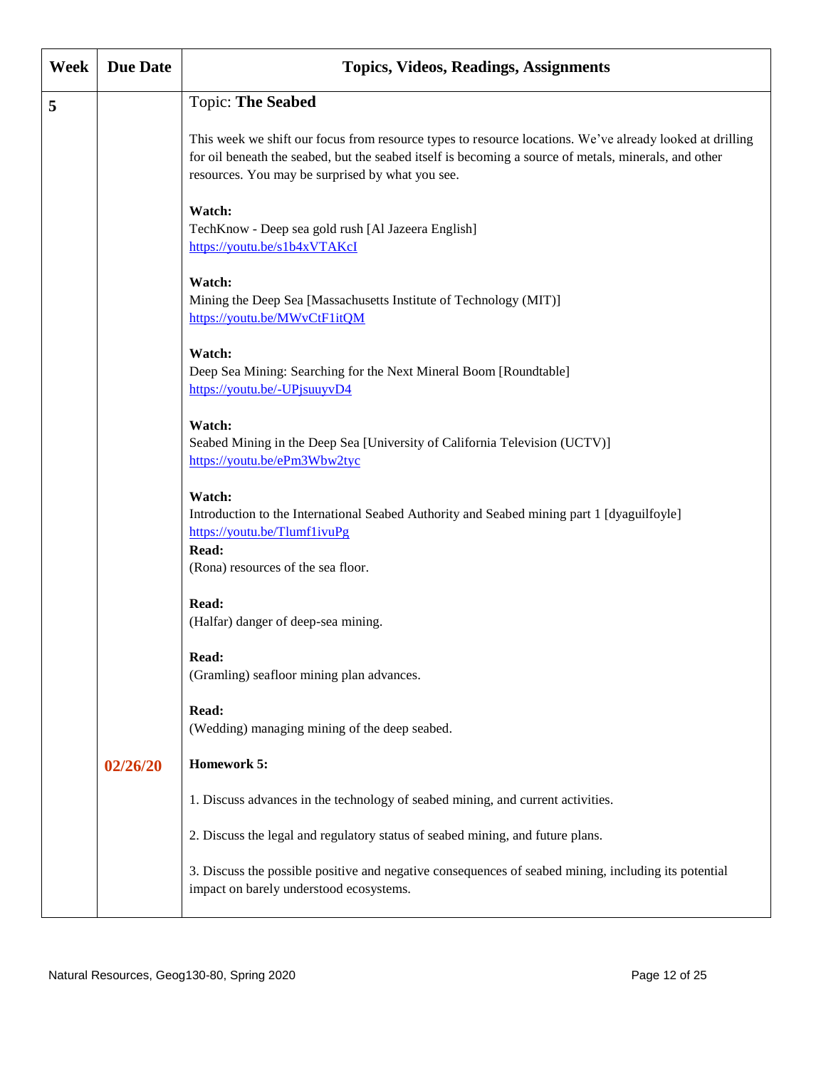| Week | Due Date | Topics, Videos, Readings, Assignments |
|---|---|---|
| **5** | | Topic: **The Seabed**<br><br>This week we shift our focus from resource types to resource locations. We've already looked at drilling for oil beneath the seabed, but the seabed itself is becoming a source of metals, minerals, and other resources. You may be surprised by what you see.<br><br>**Watch:**<br>TechKnow - Deep sea gold rush [Al Jazeera English]<br>https://youtu.be/s1b4xVTAKcI<br><br>**Watch:**<br>Mining the Deep Sea [Massachusetts Institute of Technology (MIT)]<br>https://youtu.be/MWvCtF1itQM<br><br>**Watch:**<br>Deep Sea Mining: Searching for the Next Mineral Boom [Roundtable]<br>https://youtu.be/-UPjsuuyvD4<br><br>**Watch:**<br>Seabed Mining in the Deep Sea [University of California Television (UCTV)]<br>https://youtu.be/ePm3Wbw2tyc<br><br>**Watch:**<br>Introduction to the International Seabed Authority and Seabed mining part 1 [dyaguilfoyle]<br>https://youtu.be/Tlumf1ivuPg<br>**Read:**<br>(Rona) resources of the sea floor.<br><br>**Read:**<br>(Halfar) danger of deep-sea mining.<br><br>**Read:**<br>(Gramling) seafloor mining plan advances.<br><br>**Read:**<br>(Wedding) managing mining of the deep seabed. |
| | **02/26/20** | **Homework 5:**<br><br>1. Discuss advances in the technology of seabed mining, and current activities.<br><br>2. Discuss the legal and regulatory status of seabed mining, and future plans.<br><br>3. Discuss the possible positive and negative consequences of seabed mining, including its potential impact on barely understood ecosystems. |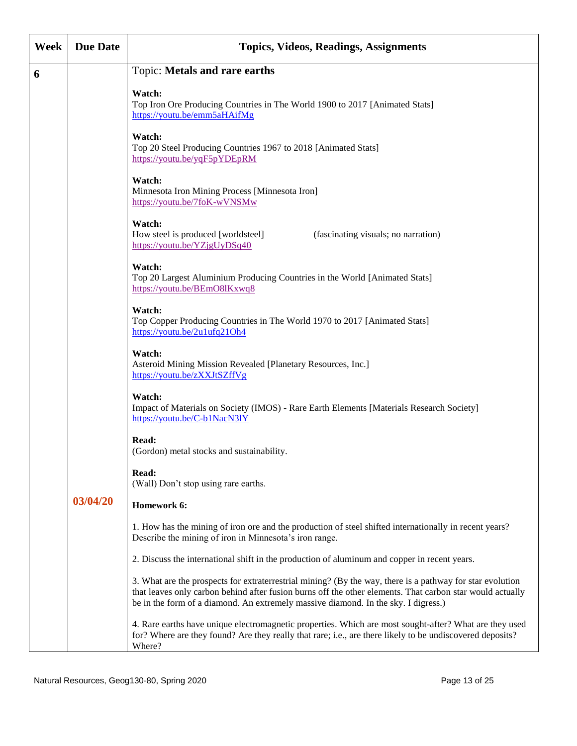| Week | Due Date | Topics, Videos, Readings, Assignments |
|---|---|---|
| 6 | | Topic: **Metals and rare earths**<br><br>**Watch:**<br>Top Iron Ore Producing Countries in The World 1900 to 2017 [Animated Stats]<br>https://youtu.be/emm5aHAifMg<br><br>**Watch:**<br>Top 20 Steel Producing Countries 1967 to 2018 [Animated Stats]<br>https://youtu.be/yqF5pYDEpRM<br><br>**Watch:**<br>Minnesota Iron Mining Process [Minnesota Iron]<br>https://youtu.be/7foK-wVNSMw<br><br>**Watch:**<br>How steel is produced [worldsteel] (fascinating visuals; no narration)<br>https://youtu.be/YZjgUyDSq40<br><br>**Watch:**<br>Top 20 Largest Aluminium Producing Countries in the World [Animated Stats]<br>https://youtu.be/BEmO8lKxwq8<br><br>**Watch:**<br>Top Copper Producing Countries in The World 1970 to 2017 [Animated Stats]<br>https://youtu.be/2u1ufq21Oh4<br><br>**Watch:**<br>Asteroid Mining Mission Revealed [Planetary Resources, Inc.]<br>https://youtu.be/zXXJtSZffVg<br><br>**Watch:**<br>Impact of Materials on Society (IMOS) - Rare Earth Elements [Materials Research Society]<br>https://youtu.be/C-b1NacN3lY<br><br>**Read:**<br>(Gordon) metal stocks and sustainability.<br><br>**Read:**<br>(Wall) Don't stop using rare earths. |
| | **03/04/20** | **Homework 6:**<br><br>1. How has the mining of iron ore and the production of steel shifted internationally in recent years? Describe the mining of iron in Minnesota's iron range.<br><br>2. Discuss the international shift in the production of aluminum and copper in recent years.<br><br>3. What are the prospects for extraterrestrial mining? (By the way, there is a pathway for star evolution that leaves only carbon behind after fusion burns off the other elements. That carbon star would actually be in the form of a diamond. An extremely massive diamond. In the sky. I digress.)<br><br>4. Rare earths have unique electromagnetic properties. Which are most sought-after? What are they used for? Where are they found? Are they really that rare; i.e., are there likely to be undiscovered deposits? Where? |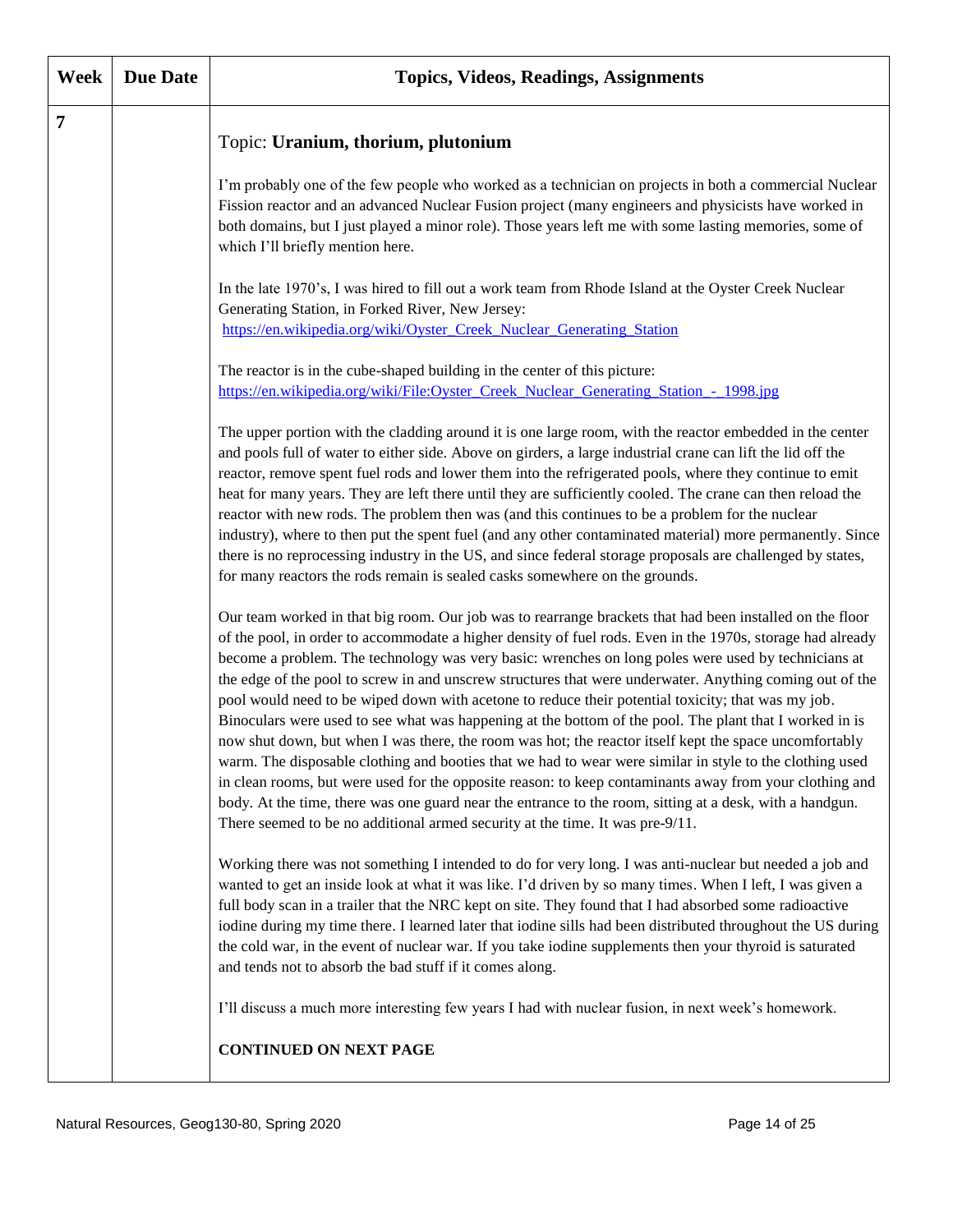| Week | Due Date | Topics, Videos, Readings, Assignments |
|---|---|---|
| 7 | | Topic: **Uranium, thorium, plutonium**<br><br>I'm probably one of the few people who worked as a technician on projects in both a commercial Nuclear Fission reactor and an advanced Nuclear Fusion project (many engineers and physicists have worked in both domains, but I just played a minor role). Those years left me with some lasting memories, some of which I'll briefly mention here.<br><br>In the late 1970's, I was hired to fill out a work team from Rhode Island at the Oyster Creek Nuclear Generating Station, in Forked River, New Jersey:<br>https://en.wikipedia.org/wiki/Oyster_Creek_Nuclear_Generating_Station<br><br>The reactor is in the cube-shaped building in the center of this picture:<br>https://en.wikipedia.org/wiki/File:Oyster_Creek_Nuclear_Generating_Station_-_1998.jpg<br><br>The upper portion with the cladding around it is one large room, with the reactor embedded in the center and pools full of water to either side. Above on girders, a large industrial crane can lift the lid off the reactor, remove spent fuel rods and lower them into the refrigerated pools, where they continue to emit heat for many years. They are left there until they are sufficiently cooled. The crane can then reload the reactor with new rods. The problem then was (and this continues to be a problem for the nuclear industry), where to then put the spent fuel (and any other contaminated material) more permanently. Since there is no reprocessing industry in the US, and since federal storage proposals are challenged by states, for many reactors the rods remain is sealed casks somewhere on the grounds.<br><br>Our team worked in that big room. Our job was to rearrange brackets that had been installed on the floor of the pool, in order to accommodate a higher density of fuel rods. Even in the 1970s, storage had already become a problem. The technology was very basic: wrenches on long poles were used by technicians at the edge of the pool to screw in and unscrew structures that were underwater. Anything coming out of the pool would need to be wiped down with acetone to reduce their potential toxicity; that was my job. Binoculars were used to see what was happening at the bottom of the pool. The plant that I worked in is now shut down, but when I was there, the room was hot; the reactor itself kept the space uncomfortably warm. The disposable clothing and booties that we had to wear were similar in style to the clothing used in clean rooms, but were used for the opposite reason: to keep contaminants away from your clothing and body. At the time, there was one guard near the entrance to the room, sitting at a desk, with a handgun. There seemed to be no additional armed security at the time. It was pre-9/11.<br><br>Working there was not something I intended to do for very long. I was anti-nuclear but needed a job and wanted to get an inside look at what it was like. I'd driven by so many times. When I left, I was given a full body scan in a trailer that the NRC kept on site. They found that I had absorbed some radioactive iodine during my time there. I learned later that iodine sills had been distributed throughout the US during the cold war, in the event of nuclear war. If you take iodine supplements then your thyroid is saturated and tends not to absorb the bad stuff if it comes along.<br><br>I'll discuss a much more interesting few years I had with nuclear fusion, in next week's homework.<br><br>**CONTINUED ON NEXT PAGE** |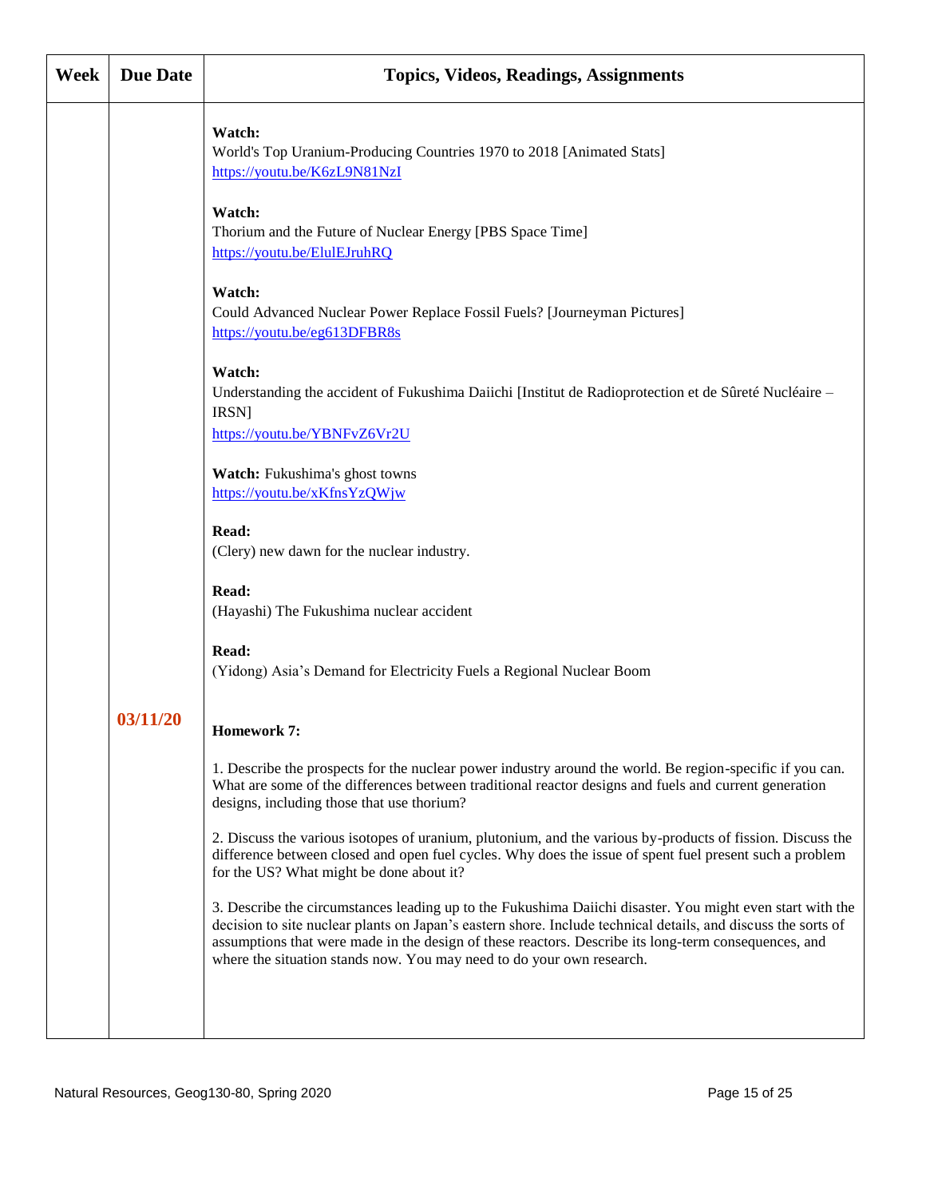| Week | Due Date | Topics, Videos, Readings, Assignments |
|---|---|---|
| | 03/11/20 | **Watch:**<br>World's Top Uranium-Producing Countries 1970 to 2018 [Animated Stats]<br>https://youtu.be/K6zL9N81NzI<br><br>**Watch:**<br>Thorium and the Future of Nuclear Energy [PBS Space Time]<br>https://youtu.be/ElulEJruhRQ<br><br>**Watch:**<br>Could Advanced Nuclear Power Replace Fossil Fuels? [Journeyman Pictures]<br>https://youtu.be/eg613DFBR8s<br><br>**Watch:**<br>Understanding the accident of Fukushima Daiichi [Institut de Radioprotection et de Sûreté Nucléaire – IRSN]<br>https://youtu.be/YBNFvZ6Vr2U<br><br>**Watch:** Fukushima's ghost towns<br>https://youtu.be/xKfnsYzQWjw<br><br>**Read:**<br>(Clery) new dawn for the nuclear industry.<br><br>**Read:**<br>(Hayashi) The Fukushima nuclear accident<br><br>**Read:**<br>(Yidong) Asia's Demand for Electricity Fuels a Regional Nuclear Boom<br><br>**Homework 7:**<br><br>1. Describe the prospects for the nuclear power industry around the world. Be region-specific if you can. What are some of the differences between traditional reactor designs and fuels and current generation designs, including those that use thorium?<br><br>2. Discuss the various isotopes of uranium, plutonium, and the various by-products of fission. Discuss the difference between closed and open fuel cycles. Why does the issue of spent fuel present such a problem for the US? What might be done about it?<br><br>3. Describe the circumstances leading up to the Fukushima Daiichi disaster. You might even start with the decision to site nuclear plants on Japan's eastern shore. Include technical details, and discuss the sorts of assumptions that were made in the design of these reactors. Describe its long-term consequences, and where the situation stands now. You may need to do your own research. |

Natural Resources, Geog130-80, Spring 2020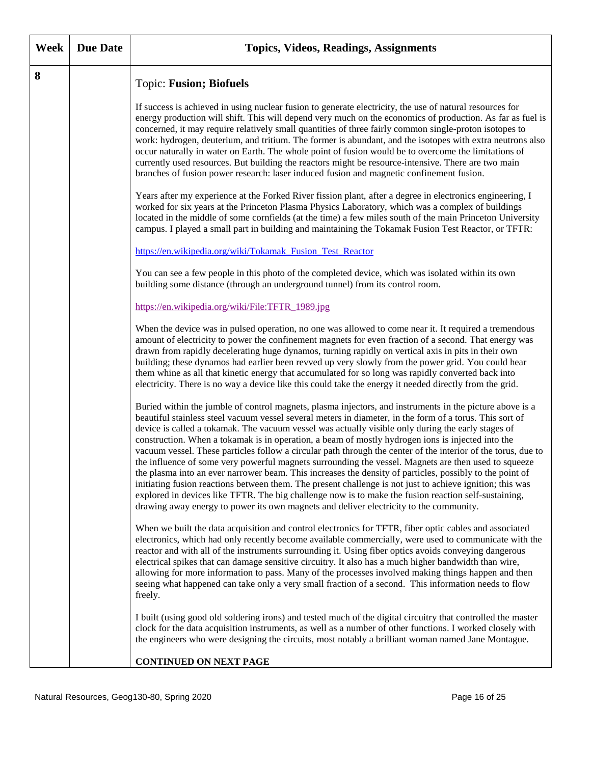| Week | Due Date | Topics, Videos, Readings, Assignments |
|---|---|---|
| 8 | | Topic: **Fusion; Biofuels**<br><br>If success is achieved in using nuclear fusion to generate electricity, the use of natural resources for energy production will shift. This will depend very much on the economics of production. As far as fuel is concerned, it may require relatively small quantities of three fairly common single-proton isotopes to work: hydrogen, deuterium, and tritium. The former is abundant, and the isotopes with extra neutrons also occur naturally in water on Earth. The whole point of fusion would be to overcome the limitations of currently used resources. But building the reactors might be resource-intensive. There are two main branches of fusion power research: laser induced fusion and magnetic confinement fusion.<br><br>Years after my experience at the Forked River fission plant, after a degree in electronics engineering, I worked for six years at the Princeton Plasma Physics Laboratory, which was a complex of buildings located in the middle of some cornfields (at the time) a few miles south of the main Princeton University campus. I played a small part in building and maintaining the Tokamak Fusion Test Reactor, or TFTR:<br><br>https://en.wikipedia.org/wiki/Tokamak_Fusion_Test_Reactor<br><br>You can see a few people in this photo of the completed device, which was isolated within its own building some distance (through an underground tunnel) from its control room.<br><br>https://en.wikipedia.org/wiki/File:TFTR_1989.jpg<br><br>When the device was in pulsed operation, no one was allowed to come near it. It required a tremendous amount of electricity to power the confinement magnets for even fraction of a second. That energy was drawn from rapidly decelerating huge dynamos, turning rapidly on vertical axis in pits in their own building; these dynamos had earlier been revved up very slowly from the power grid. You could hear them whine as all that kinetic energy that accumulated for so long was rapidly converted back into electricity. There is no way a device like this could take the energy it needed directly from the grid.<br><br>Buried within the jumble of control magnets, plasma injectors, and instruments in the picture above is a beautiful stainless steel vacuum vessel several meters in diameter, in the form of a torus. This sort of device is called a tokamak. The vacuum vessel was actually visible only during the early stages of construction. When a tokamak is in operation, a beam of mostly hydrogen ions is injected into the vacuum vessel. These particles follow a circular path through the center of the interior of the torus, due to the influence of some very powerful magnets surrounding the vessel. Magnets are then used to squeeze the plasma into an ever narrower beam. This increases the density of particles, possibly to the point of initiating fusion reactions between them. The present challenge is not just to achieve ignition; this was explored in devices like TFTR. The big challenge now is to make the fusion reaction self-sustaining, drawing away energy to power its own magnets and deliver electricity to the community.<br><br>When we built the data acquisition and control electronics for TFTR, fiber optic cables and associated electronics, which had only recently become available commercially, were used to communicate with the reactor and with all of the instruments surrounding it. Using fiber optics avoids conveying dangerous electrical spikes that can damage sensitive circuitry. It also has a much higher bandwidth than wire, allowing for more information to pass. Many of the processes involved making things happen and then seeing what happened can take only a very small fraction of a second. This information needs to flow freely.<br><br>I built (using good old soldering irons) and tested much of the digital circuitry that controlled the master clock for the data acquisition instruments, as well as a number of other functions. I worked closely with the engineers who were designing the circuits, most notably a brilliant woman named Jane Montague.<br><br>**CONTINUED ON NEXT PAGE** |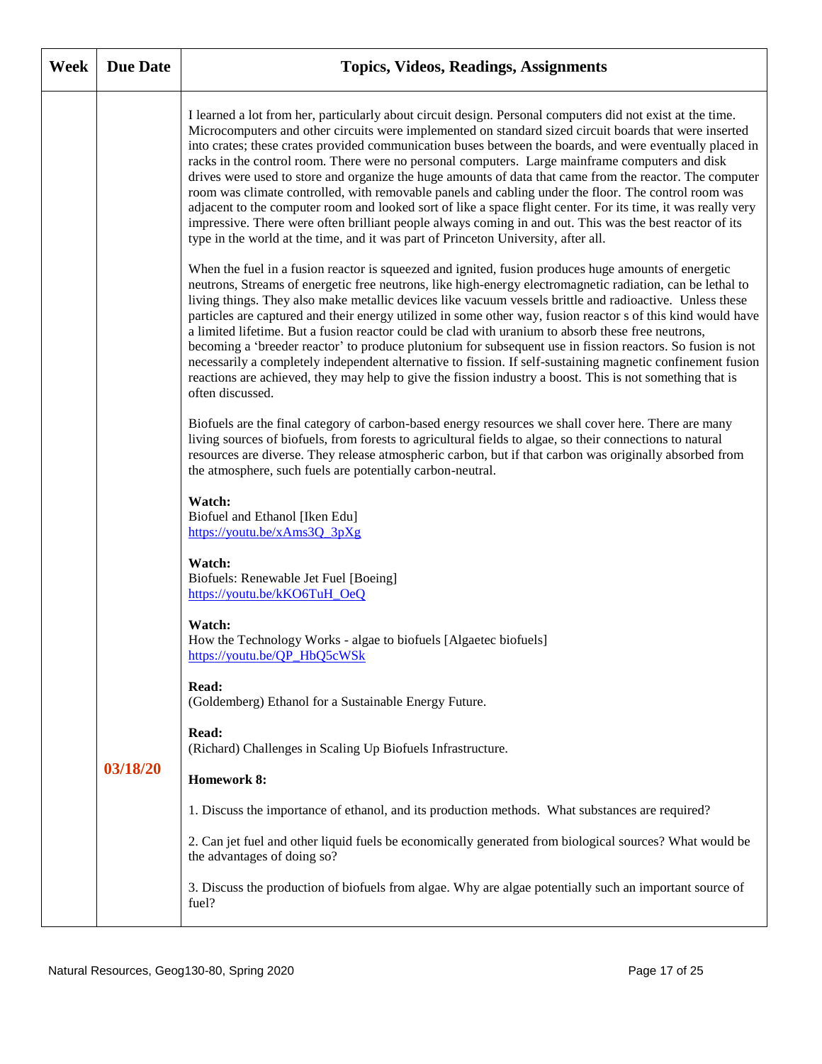| Week | Due Date | Topics, Videos, Readings, Assignments |
|---|---|---|
| | 03/18/20 | I learned a lot from her, particularly about circuit design. Personal computers did not exist at the time. Microcomputers and other circuits were implemented on standard sized circuit boards that were inserted into crates; these crates provided communication buses between the boards, and were eventually placed in racks in the control room. There were no personal computers. Large mainframe computers and disk drives were used to store and organize the huge amounts of data that came from the reactor. The computer room was climate controlled, with removable panels and cabling under the floor. The control room was adjacent to the computer room and looked sort of like a space flight center. For its time, it was really very impressive. There were often brilliant people always coming in and out. This was the best reactor of its type in the world at the time, and it was part of Princeton University, after all.<br><br>When the fuel in a fusion reactor is squeezed and ignited, fusion produces huge amounts of energetic neutrons, Streams of energetic free neutrons, like high-energy electromagnetic radiation, can be lethal to living things. They also make metallic devices like vacuum vessels brittle and radioactive. Unless these particles are captured and their energy utilized in some other way, fusion reactor s of this kind would have a limited lifetime. But a fusion reactor could be clad with uranium to absorb these free neutrons, becoming a 'breeder reactor' to produce plutonium for subsequent use in fission reactors. So fusion is not necessarily a completely independent alternative to fission. If self-sustaining magnetic confinement fusion reactions are achieved, they may help to give the fission industry a boost. This is not something that is often discussed.<br><br>Biofuels are the final category of carbon-based energy resources we shall cover here. There are many living sources of biofuels, from forests to agricultural fields to algae, so their connections to natural resources are diverse. They release atmospheric carbon, but if that carbon was originally absorbed from the atmosphere, such fuels are potentially carbon-neutral.<br><br>**Watch:**<br>Biofuel and Ethanol [Iken Edu]<br>https://youtu.be/xAms3Q_3pXg<br><br>**Watch:**<br>Biofuels: Renewable Jet Fuel [Boeing]<br>https://youtu.be/kKO6TuH_OeQ<br><br>**Watch:**<br>How the Technology Works - algae to biofuels [Algaetec biofuels]<br>https://youtu.be/QP_HbQ5cWSk<br><br>**Read:**<br>(Goldemberg) Ethanol for a Sustainable Energy Future.<br><br>**Read:**<br>(Richard) Challenges in Scaling Up Biofuels Infrastructure.<br><br>**Homework 8:**<br><br>1. Discuss the importance of ethanol, and its production methods. What substances are required?<br><br>2. Can jet fuel and other liquid fuels be economically generated from biological sources? What would be the advantages of doing so?<br><br>3. Discuss the production of biofuels from algae. Why are algae potentially such an important source of fuel? |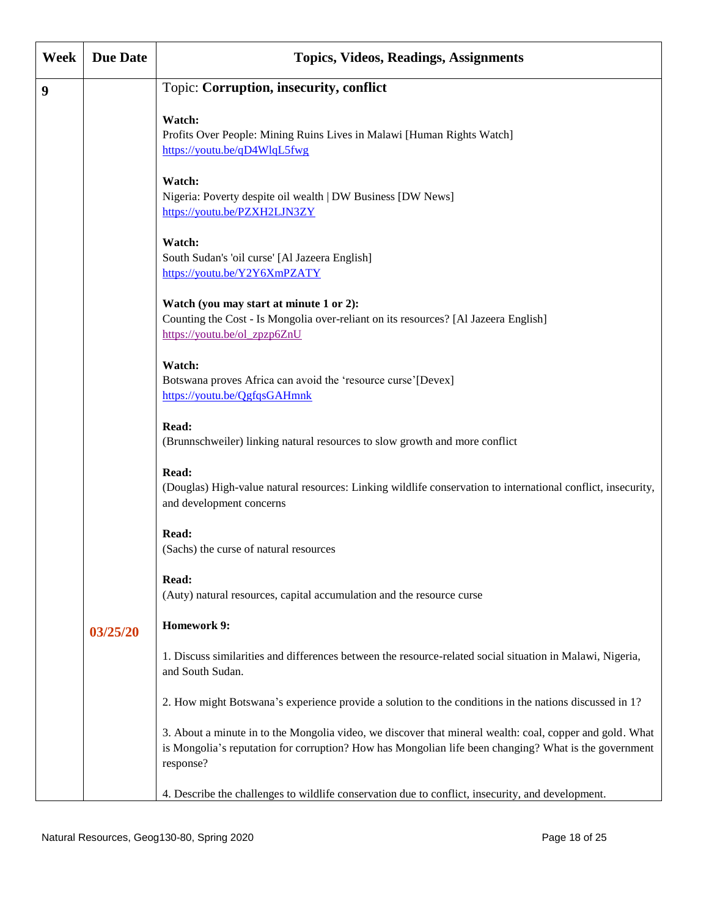| Week | Due Date | Topics, Videos, Readings, Assignments |
|---|---|---|
| 9 | 03/25/20 | Topic: **Corruption, insecurity, conflict**<br><br>**Watch:**<br>Profits Over People: Mining Ruins Lives in Malawi [Human Rights Watch]<br>https://youtu.be/qD4WlqL5fwg<br><br>**Watch:**<br>Nigeria: Poverty despite oil wealth \| DW Business [DW News]<br>https://youtu.be/PZXH2LJN3ZY<br><br>**Watch:**<br>South Sudan's 'oil curse' [Al Jazeera English]<br>https://youtu.be/Y2Y6XmPZATY<br><br>**Watch (you may start at minute 1 or 2):**<br>Counting the Cost - Is Mongolia over-reliant on its resources? [Al Jazeera English]<br>https://youtu.be/ol_zpzp6ZnU<br><br>**Watch:**<br>Botswana proves Africa can avoid the 'resource curse'[Devex]<br>https://youtu.be/QgfqsGAHmnk<br><br>**Read:**<br>(Brunnschweiler) linking natural resources to slow growth and more conflict<br><br>**Read:**<br>(Douglas) High-value natural resources: Linking wildlife conservation to international conflict, insecurity, and development concerns<br><br>**Read:**<br>(Sachs) the curse of natural resources<br><br>**Read:**<br>(Auty) natural resources, capital accumulation and the resource curse<br><br>**Homework 9:**<br><br>1. Discuss similarities and differences between the resource-related social situation in Malawi, Nigeria, and South Sudan.<br><br>2. How might Botswana's experience provide a solution to the conditions in the nations discussed in 1?<br><br>3. About a minute in to the Mongolia video, we discover that mineral wealth: coal, copper and gold. What is Mongolia's reputation for corruption? How has Mongolian life been changing? What is the government response?<br><br>4. Describe the challenges to wildlife conservation due to conflict, insecurity, and development. |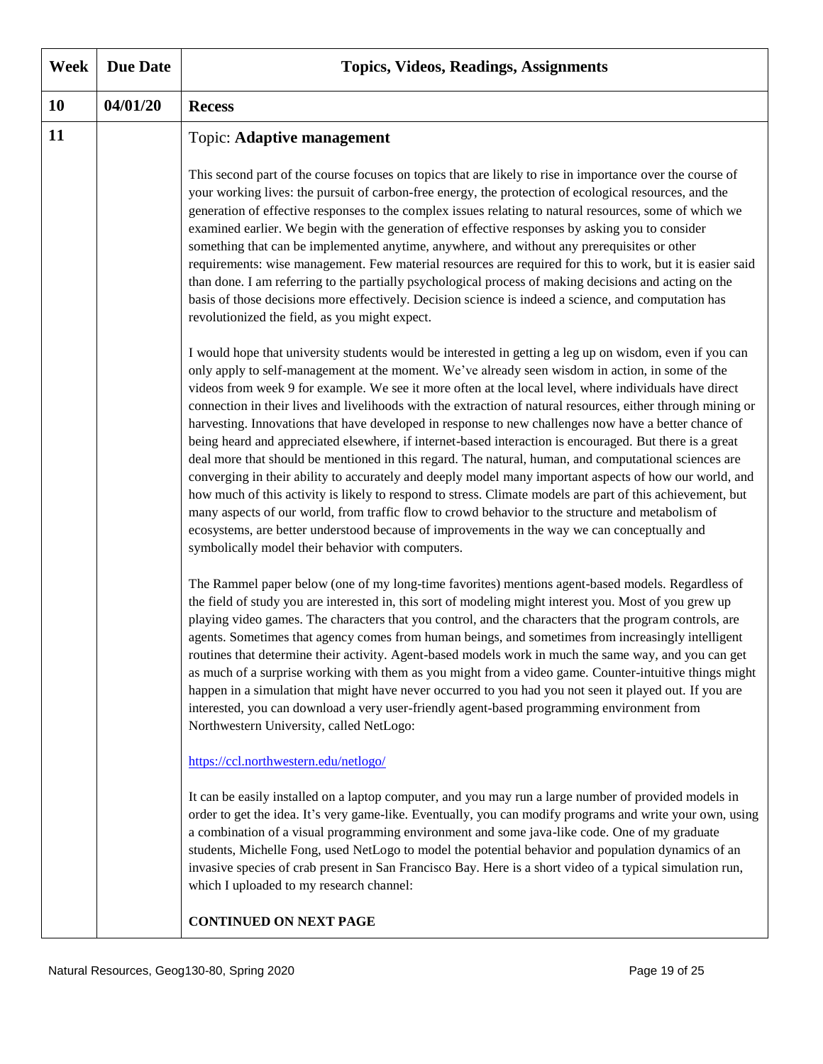| Week | Due Date | Topics, Videos, Readings, Assignments |
|---|---|---|
| 10 | 04/01/20 | **Recess** |
| 11 | | Topic: **Adaptive management**<br><br>This second part of the course focuses on topics that are likely to rise in importance over the course of your working lives: the pursuit of carbon-free energy, the protection of ecological resources, and the generation of effective responses to the complex issues relating to natural resources, some of which we examined earlier. We begin with the generation of effective responses by asking you to consider something that can be implemented anytime, anywhere, and without any prerequisites or other requirements: wise management. Few material resources are required for this to work, but it is easier said than done. I am referring to the partially psychological process of making decisions and acting on the basis of those decisions more effectively. Decision science is indeed a science, and computation has revolutionized the field, as you might expect.<br><br>I would hope that university students would be interested in getting a leg up on wisdom, even if you can only apply to self-management at the moment. We've already seen wisdom in action, in some of the videos from week 9 for example. We see it more often at the local level, where individuals have direct connection in their lives and livelihoods with the extraction of natural resources, either through mining or harvesting. Innovations that have developed in response to new challenges now have a better chance of being heard and appreciated elsewhere, if internet-based interaction is encouraged. But there is a great deal more that should be mentioned in this regard. The natural, human, and computational sciences are converging in their ability to accurately and deeply model many important aspects of how our world, and how much of this activity is likely to respond to stress. Climate models are part of this achievement, but many aspects of our world, from traffic flow to crowd behavior to the structure and metabolism of ecosystems, are better understood because of improvements in the way we can conceptually and symbolically model their behavior with computers.<br><br>The Rammel paper below (one of my long-time favorites) mentions agent-based models. Regardless of the field of study you are interested in, this sort of modeling might interest you. Most of you grew up playing video games. The characters that you control, and the characters that the program controls, are agents. Sometimes that agency comes from human beings, and sometimes from increasingly intelligent routines that determine their activity. Agent-based models work in much the same way, and you can get as much of a surprise working with them as you might from a video game. Counter-intuitive things might happen in a simulation that might have never occurred to you had you not seen it played out. If you are interested, you can download a very user-friendly agent-based programming environment from Northwestern University, called NetLogo:<br><br>https://ccl.northwestern.edu/netlogo/<br><br>It can be easily installed on a laptop computer, and you may run a large number of provided models in order to get the idea. It's very game-like. Eventually, you can modify programs and write your own, using a combination of a visual programming environment and some java-like code. One of my graduate students, Michelle Fong, used NetLogo to model the potential behavior and population dynamics of an invasive species of crab present in San Francisco Bay. Here is a short video of a typical simulation run, which I uploaded to my research channel:<br><br>**CONTINUED ON NEXT PAGE** |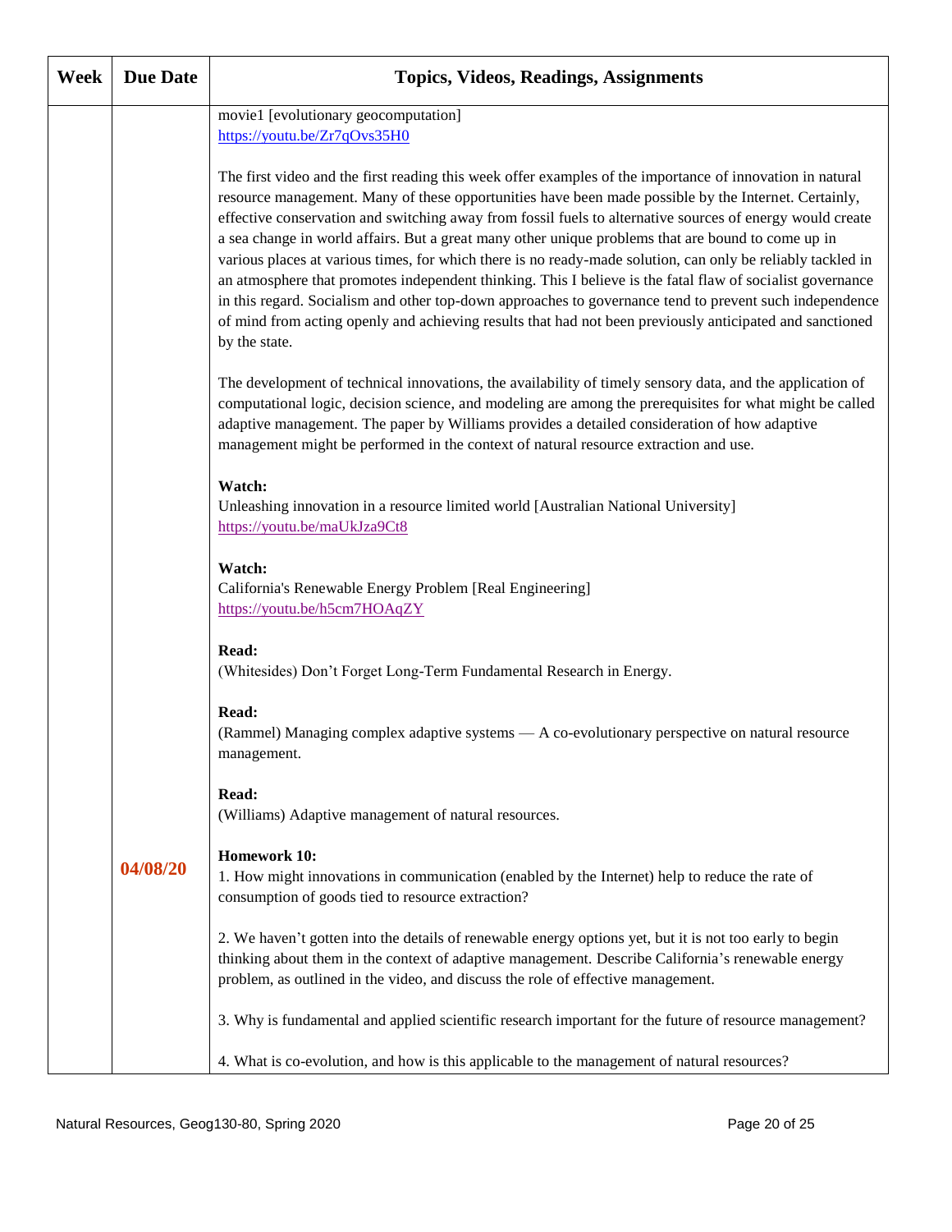| Week | Due Date | Topics, Videos, Readings, Assignments |
|---|---|---|
| | 04/08/20 | movie1 [evolutionary geocomputation]<br>https://youtu.be/Zr7qOvs35H0<br><br>The first video and the first reading this week offer examples of the importance of innovation in natural resource management. Many of these opportunities have been made possible by the Internet. Certainly, effective conservation and switching away from fossil fuels to alternative sources of energy would create a sea change in world affairs. But a great many other unique problems that are bound to come up in various places at various times, for which there is no ready-made solution, can only be reliably tackled in an atmosphere that promotes independent thinking. This I believe is the fatal flaw of socialist governance in this regard. Socialism and other top-down approaches to governance tend to prevent such independence of mind from acting openly and achieving results that had not been previously anticipated and sanctioned by the state.<br><br>The development of technical innovations, the availability of timely sensory data, and the application of computational logic, decision science, and modeling are among the prerequisites for what might be called adaptive management. The paper by Williams provides a detailed consideration of how adaptive management might be performed in the context of natural resource extraction and use.<br><br>**Watch:**<br>Unleashing innovation in a resource limited world [Australian National University]<br>https://youtu.be/maUkJza9Ct8<br><br>**Watch:**<br>California's Renewable Energy Problem [Real Engineering]<br>https://youtu.be/h5cm7HOAqZY<br><br>**Read:**<br>(Whitesides) Don't Forget Long-Term Fundamental Research in Energy.<br><br>**Read:**<br>(Rammel) Managing complex adaptive systems — A co-evolutionary perspective on natural resource management.<br><br>**Read:**<br>(Williams) Adaptive management of natural resources.<br><br>**Homework 10:**<br>1. How might innovations in communication (enabled by the Internet) help to reduce the rate of consumption of goods tied to resource extraction?<br><br>2. We haven't gotten into the details of renewable energy options yet, but it is not too early to begin thinking about them in the context of adaptive management. Describe California's renewable energy problem, as outlined in the video, and discuss the role of effective management.<br><br>3. Why is fundamental and applied scientific research important for the future of resource management?<br><br>4. What is co-evolution, and how is this applicable to the management of natural resources? |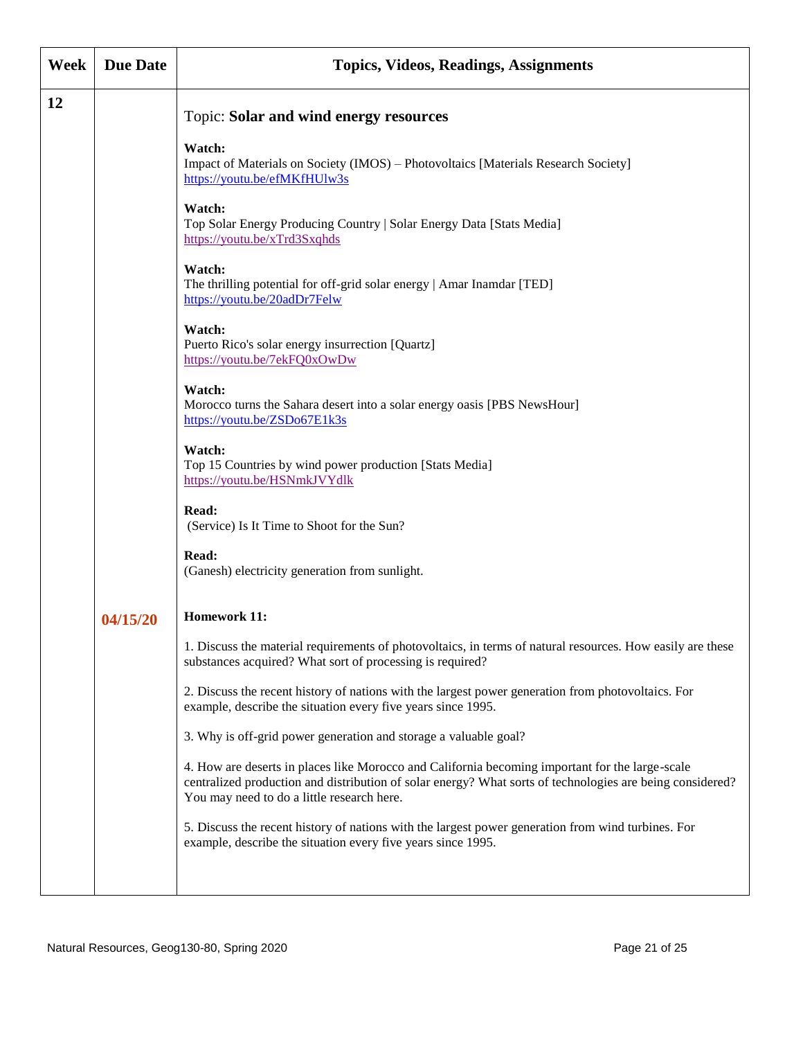| Week | Due Date | Topics, Videos, Readings, Assignments |
|---|---|---|
| 12 | | Topic: **Solar and wind energy resources**<br><br>**Watch:**<br>Impact of Materials on Society (IMOS) – Photovoltaics [Materials Research Society]<br>https://youtu.be/efMKfHUlw3s<br><br>**Watch:**<br>Top Solar Energy Producing Country \| Solar Energy Data [Stats Media]<br>https://youtu.be/xTrd3Sxqhds<br><br>**Watch:**<br>The thrilling potential for off-grid solar energy \| Amar Inamdar [TED]<br>https://youtu.be/20adDr7Felw<br><br>**Watch:**<br>Puerto Rico's solar energy insurrection [Quartz]<br>https://youtu.be/7ekFQ0xOwDw<br><br>**Watch:**<br>Morocco turns the Sahara desert into a solar energy oasis [PBS NewsHour]<br>https://youtu.be/ZSDo67E1k3s<br><br>**Watch:**<br>Top 15 Countries by wind power production [Stats Media]<br>https://youtu.be/HSNmkJVYdlk<br><br>**Read:**<br>(Service) Is It Time to Shoot for the Sun?<br><br>**Read:**<br>(Ganesh) electricity generation from sunlight. |
| | 04/15/20 | **Homework 11:**<br><br>1. Discuss the material requirements of photovoltaics, in terms of natural resources. How easily are these substances acquired? What sort of processing is required?<br><br>2. Discuss the recent history of nations with the largest power generation from photovoltaics. For example, describe the situation every five years since 1995.<br><br>3. Why is off-grid power generation and storage a valuable goal?<br><br>4. How are deserts in places like Morocco and California becoming important for the large-scale centralized production and distribution of solar energy? What sorts of technologies are being considered? You may need to do a little research here.<br><br>5. Discuss the recent history of nations with the largest power generation from wind turbines. For example, describe the situation every five years since 1995. |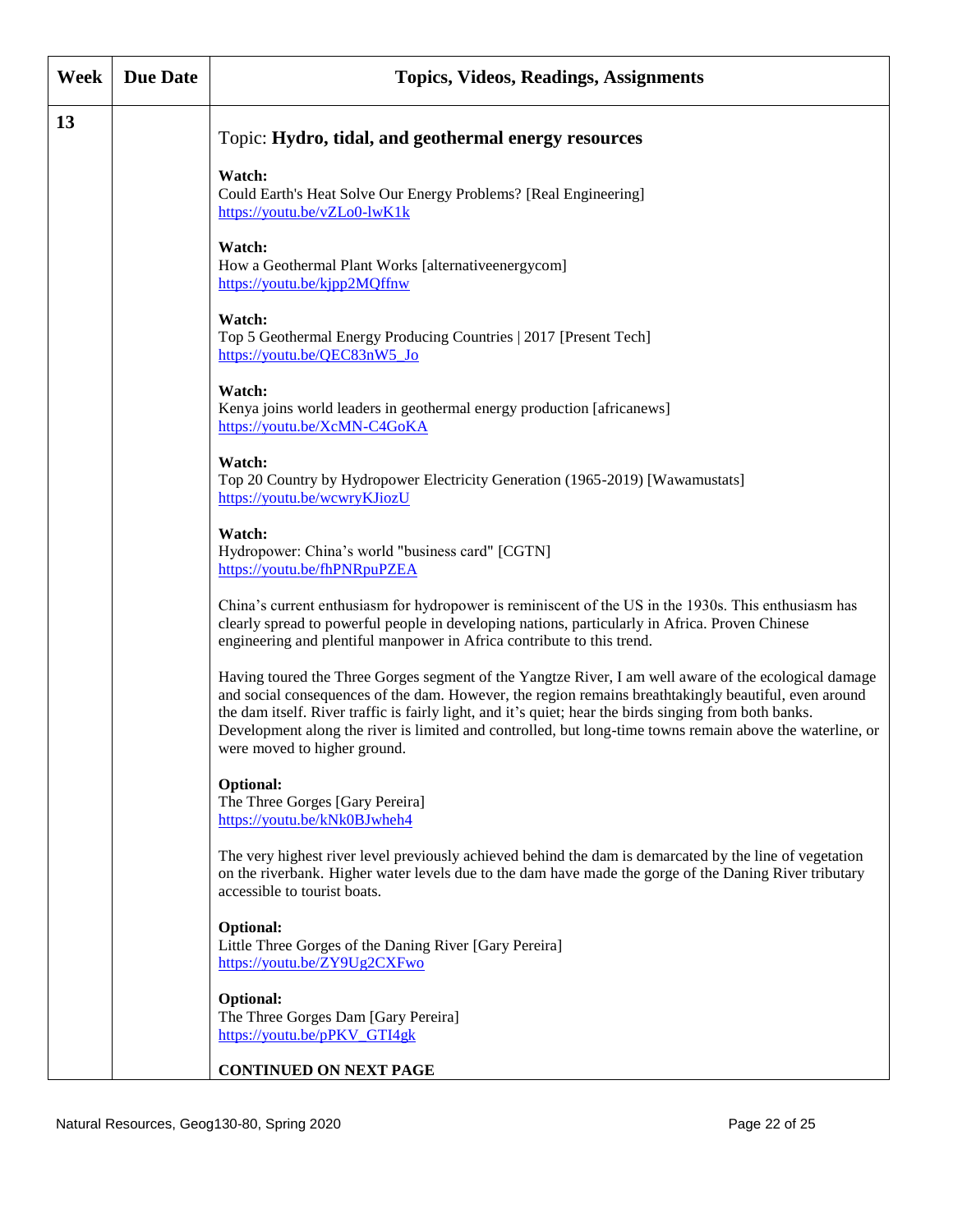| Week | Due Date | Topics, Videos, Readings, Assignments |
|---|---|---|
| 13 | | Topic: **Hydro, tidal, and geothermal energy resources**<br><br>**Watch:**<br>Could Earth's Heat Solve Our Energy Problems? [Real Engineering]<br>https://youtu.be/vZLo0-lwK1k<br><br>**Watch:**<br>How a Geothermal Plant Works [alternativeenergycom]<br>https://youtu.be/kjpp2MQffnw<br><br>**Watch:**<br>Top 5 Geothermal Energy Producing Countries \| 2017 [Present Tech]<br>https://youtu.be/QEC83nW5_Jo<br><br>**Watch:**<br>Kenya joins world leaders in geothermal energy production [africanews]<br>https://youtu.be/XcMN-C4GoKA<br><br>**Watch:**<br>Top 20 Country by Hydropower Electricity Generation (1965-2019) [Wawamustats]<br>https://youtu.be/wcwryKJiozU<br><br>**Watch:**<br>Hydropower: China's world "business card" [CGTN]<br>https://youtu.be/fhPNRpuPZEA<br><br>China's current enthusiasm for hydropower is reminiscent of the US in the 1930s. This enthusiasm has clearly spread to powerful people in developing nations, particularly in Africa. Proven Chinese engineering and plentiful manpower in Africa contribute to this trend.<br><br>Having toured the Three Gorges segment of the Yangtze River, I am well aware of the ecological damage and social consequences of the dam. However, the region remains breathtakingly beautiful, even around the dam itself. River traffic is fairly light, and it's quiet; hear the birds singing from both banks. Development along the river is limited and controlled, but long-time towns remain above the waterline, or were moved to higher ground.<br><br>**Optional:**<br>The Three Gorges [Gary Pereira]<br>https://youtu.be/kNk0BJwheh4<br><br>The very highest river level previously achieved behind the dam is demarcated by the line of vegetation on the riverbank. Higher water levels due to the dam have made the gorge of the Daning River tributary accessible to tourist boats.<br><br>**Optional:**<br>Little Three Gorges of the Daning River [Gary Pereira]<br>https://youtu.be/ZY9Ug2CXFwo<br><br>**Optional:**<br>The Three Gorges Dam [Gary Pereira]<br>https://youtu.be/pPKV_GTI4gk<br><br>**CONTINUED ON NEXT PAGE** |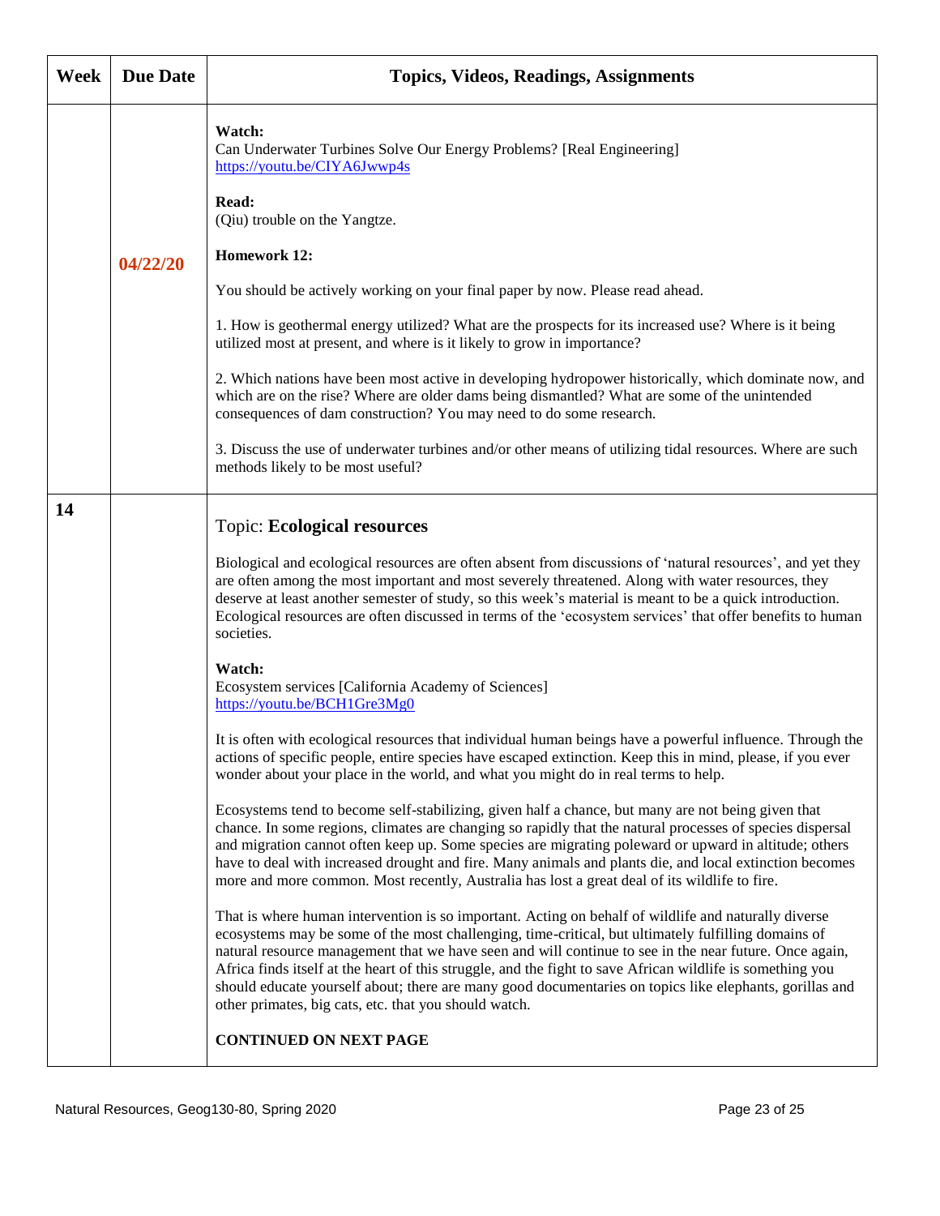| Week | Due Date | Topics, Videos, Readings, Assignments |
| --- | --- | --- |
| | 04/22/20 | **Watch:**<br>Can Underwater Turbines Solve Our Energy Problems? [Real Engineering]<br>https://youtu.be/CIYA6Jwwp4s<br><br>**Read:**<br>(Qiu) trouble on the Yangtze.<br><br>**Homework 12:**<br><br>You should be actively working on your final paper by now. Please read ahead.<br><br>1. How is geothermal energy utilized? What are the prospects for its increased use? Where is it being utilized most at present, and where is it likely to grow in importance?<br><br>2. Which nations have been most active in developing hydropower historically, which dominate now, and which are on the rise? Where are older dams being dismantled? What are some of the unintended consequences of dam construction? You may need to do some research.<br><br>3. Discuss the use of underwater turbines and/or other means of utilizing tidal resources. Where are such methods likely to be most useful? |
| 14 | | Topic: **Ecological resources**<br><br>Biological and ecological resources are often absent from discussions of 'natural resources', and yet they are often among the most important and most severely threatened. Along with water resources, they deserve at least another semester of study, so this week's material is meant to be a quick introduction. Ecological resources are often discussed in terms of the 'ecosystem services' that offer benefits to human societies.<br><br>**Watch:**<br>Ecosystem services [California Academy of Sciences]<br>https://youtu.be/BCH1Gre3Mg0<br><br>It is often with ecological resources that individual human beings have a powerful influence. Through the actions of specific people, entire species have escaped extinction. Keep this in mind, please, if you ever wonder about your place in the world, and what you might do in real terms to help.<br><br>Ecosystems tend to become self-stabilizing, given half a chance, but many are not being given that chance. In some regions, climates are changing so rapidly that the natural processes of species dispersal and migration cannot often keep up. Some species are migrating poleward or upward in altitude; others have to deal with increased drought and fire. Many animals and plants die, and local extinction becomes more and more common. Most recently, Australia has lost a great deal of its wildlife to fire.<br><br>That is where human intervention is so important. Acting on behalf of wildlife and naturally diverse ecosystems may be some of the most challenging, time-critical, but ultimately fulfilling domains of natural resource management that we have seen and will continue to see in the near future. Once again, Africa finds itself at the heart of this struggle, and the fight to save African wildlife is something you should educate yourself about; there are many good documentaries on topics like elephants, gorillas and other primates, big cats, etc. that you should watch.<br><br>**CONTINUED ON NEXT PAGE** |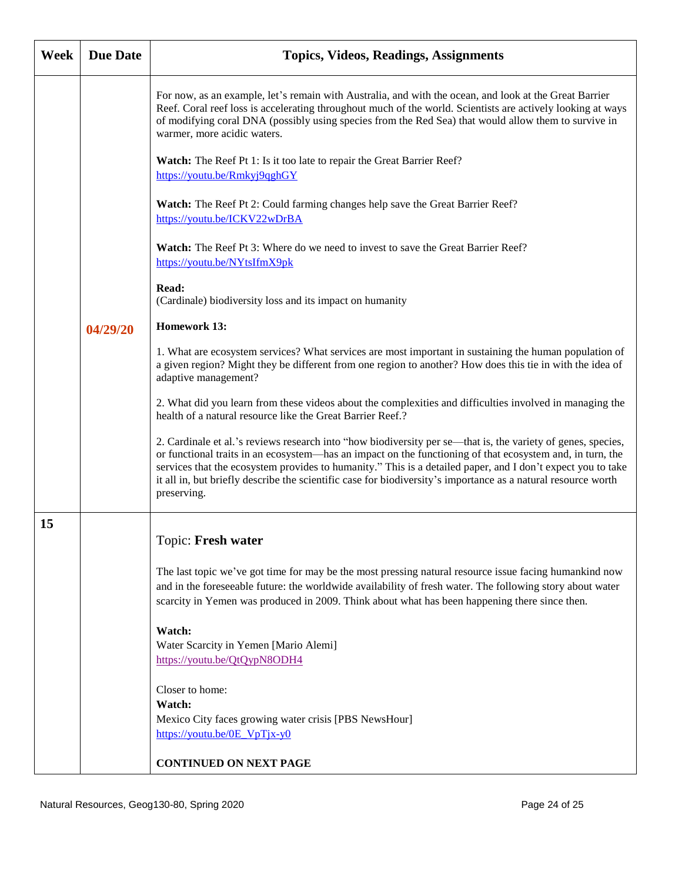| Week | Due Date | Topics, Videos, Readings, Assignments |
|---|---|---|
| | 04/29/20 | For now, as an example, let's remain with Australia, and with the ocean, and look at the Great Barrier Reef. Coral reef loss is accelerating throughout much of the world. Scientists are actively looking at ways of modifying coral DNA (possibly using species from the Red Sea) that would allow them to survive in warmer, more acidic waters.<br><br>**Watch:** The Reef Pt 1: Is it too late to repair the Great Barrier Reef?<br>https://youtu.be/Rmkyj9qghGY<br><br>**Watch:** The Reef Pt 2: Could farming changes help save the Great Barrier Reef?<br>https://youtu.be/ICKV22wDrBA<br><br>**Watch:** The Reef Pt 3: Where do we need to invest to save the Great Barrier Reef?<br>https://youtu.be/NYtsIfmX9pk<br><br>**Read:**<br>(Cardinale) biodiversity loss and its impact on humanity<br><br>**Homework 13:**<br><br>1. What are ecosystem services? What services are most important in sustaining the human population of a given region? Might they be different from one region to another? How does this tie in with the idea of adaptive management?<br><br>2. What did you learn from these videos about the complexities and difficulties involved in managing the health of a natural resource like the Great Barrier Reef.?<br><br>2. Cardinale et al.'s reviews research into "how biodiversity per se—that is, the variety of genes, species, or functional traits in an ecosystem—has an impact on the functioning of that ecosystem and, in turn, the services that the ecosystem provides to humanity." This is a detailed paper, and I don't expect you to take it all in, but briefly describe the scientific case for biodiversity's importance as a natural resource worth preserving. |
| 15 | | Topic: **Fresh water**<br><br>The last topic we've got time for may be the most pressing natural resource issue facing humankind now and in the foreseeable future: the worldwide availability of fresh water. The following story about water scarcity in Yemen was produced in 2009. Think about what has been happening there since then.<br><br>**Watch:**<br>Water Scarcity in Yemen [Mario Alemi]<br>https://youtu.be/QtQypN8ODH4<br><br>Closer to home:<br>**Watch:**<br>Mexico City faces growing water crisis [PBS NewsHour]<br>https://youtu.be/0E_VpTjx-y0<br><br>**CONTINUED ON NEXT PAGE** |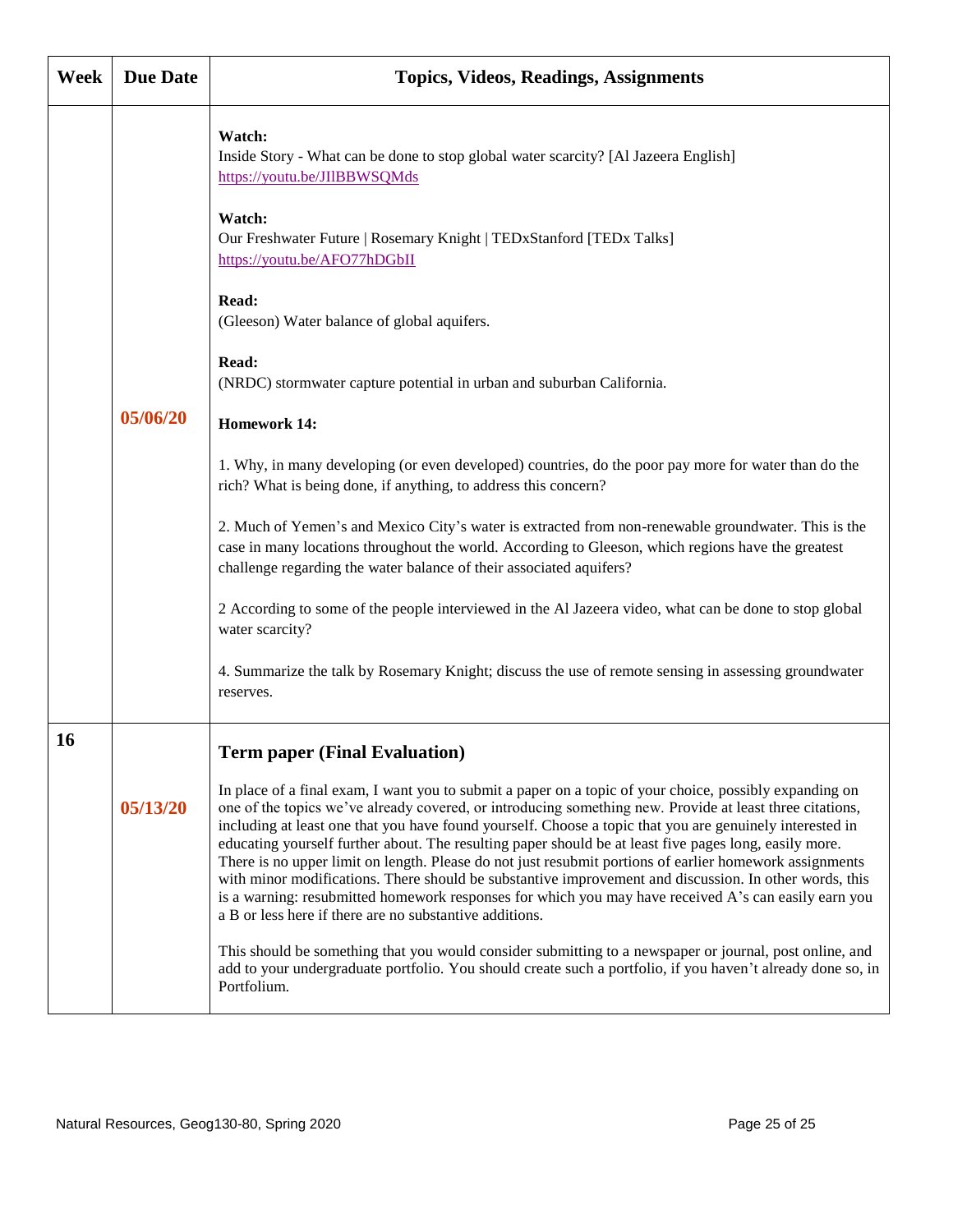| Week | Due Date | Topics, Videos, Readings, Assignments |
| --- | --- | --- |
| | 05/06/20 | **Watch:**<br>Inside Story - What can be done to stop global water scarcity? [Al Jazeera English]<br>https://youtu.be/JIlBBWSQMds<br><br>**Watch:**<br>Our Freshwater Future \| Rosemary Knight \| TEDxStanford [TEDx Talks]<br>https://youtu.be/AFO77hDGbII<br><br>**Read:**<br>(Gleeson) Water balance of global aquifers.<br><br>**Read:**<br>(NRDC) stormwater capture potential in urban and suburban California.<br><br>**Homework 14:**<br><br>1. Why, in many developing (or even developed) countries, do the poor pay more for water than do the rich? What is being done, if anything, to address this concern?<br><br>2. Much of Yemen's and Mexico City's water is extracted from non-renewable groundwater. This is the case in many locations throughout the world. According to Gleeson, which regions have the greatest challenge regarding the water balance of their associated aquifers?<br><br>2 According to some of the people interviewed in the Al Jazeera video, what can be done to stop global water scarcity?<br><br>4. Summarize the talk by Rosemary Knight; discuss the use of remote sensing in assessing groundwater reserves. |
| 16 | 05/13/20 | **Term paper (Final Evaluation)**<br><br>In place of a final exam, I want you to submit a paper on a topic of your choice, possibly expanding on one of the topics we've already covered, or introducing something new. Provide at least three citations, including at least one that you have found yourself. Choose a topic that you are genuinely interested in educating yourself further about. The resulting paper should be at least five pages long, easily more. There is no upper limit on length. Please do not just resubmit portions of earlier homework assignments with minor modifications. There should be substantive improvement and discussion. In other words, this is a warning: resubmitted homework responses for which you may have received A's can easily earn you a B or less here if there are no substantive additions.<br><br>This should be something that you would consider submitting to a newspaper or journal, post online, and add to your undergraduate portfolio. You should create such a portfolio, if you haven't already done so, in Portfolium. |